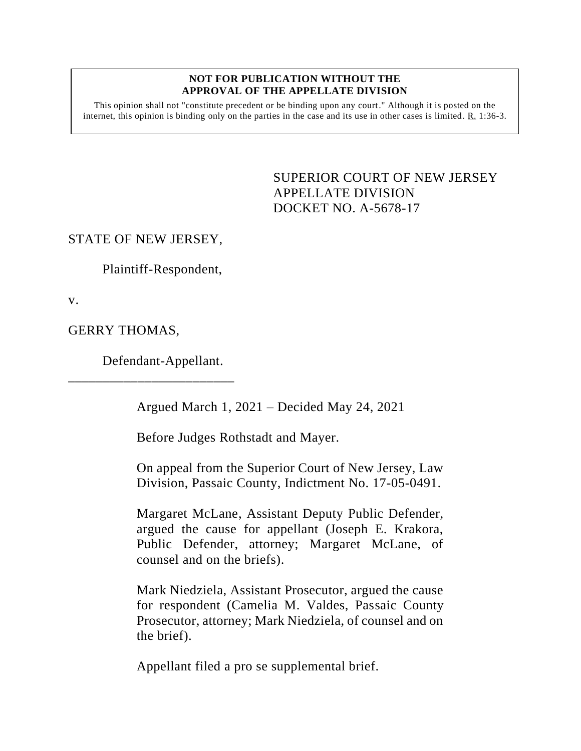**NOT FOR PUBLICATION WITHOUT THE APPROVAL OF THE APPELLATE DIVISION**

This opinion shall not "constitute precedent or be binding upon any court." Although it is posted on the internet, this opinion is binding only on the parties in the case and its use in other cases is limited. R. 1:36-3.

SUPERIOR COURT OF NEW JERSEY
APPELLATE DIVISION
DOCKET NO. A-5678-17

STATE OF NEW JERSEY,

Plaintiff-Respondent,

v.

GERRY THOMAS,

Defendant-Appellant.

\_\_\_\_\_\_\_\_\_\_\_\_\_\_\_\_\_\_\_\_\_\_\_\_\_

Argued March 1, 2021 – Decided May 24, 2021

Before Judges Rothstadt and Mayer.

On appeal from the Superior Court of New Jersey, Law Division, Passaic County, Indictment No. 17-05-0491.

Margaret McLane, Assistant Deputy Public Defender, argued the cause for appellant (Joseph E. Krakora, Public Defender, attorney; Margaret McLane, of counsel and on the briefs).

Mark Niedziela, Assistant Prosecutor, argued the cause for respondent (Camelia M. Valdes, Passaic County Prosecutor, attorney; Mark Niedziela, of counsel and on the brief).

Appellant filed a pro se supplemental brief.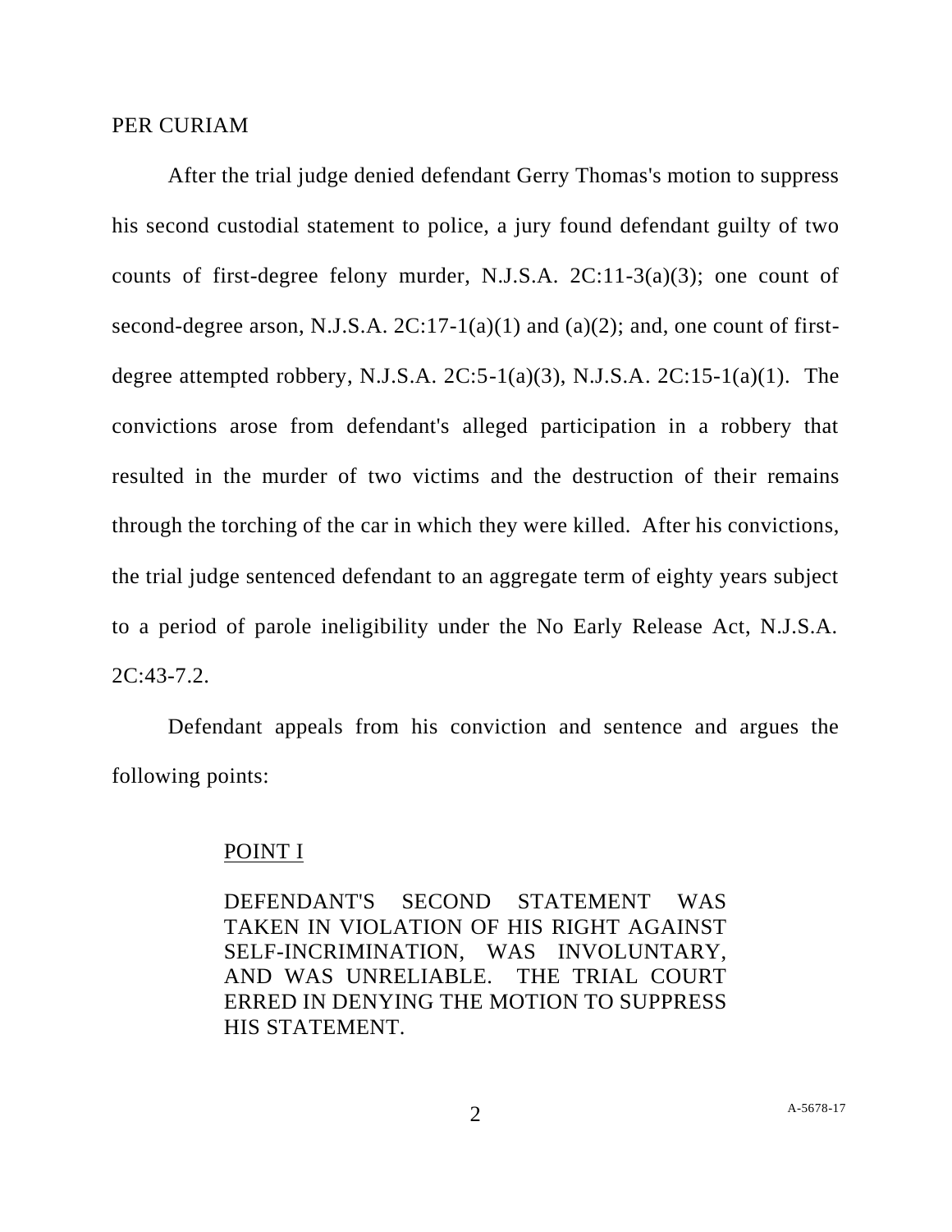PER CURIAM

After the trial judge denied defendant Gerry Thomas's motion to suppress his second custodial statement to police, a jury found defendant guilty of two counts of first-degree felony murder, N.J.S.A. 2C:11-3(a)(3); one count of second-degree arson, N.J.S.A. 2C:17-1(a)(1) and (a)(2); and, one count of first-degree attempted robbery, N.J.S.A. 2C:5-1(a)(3), N.J.S.A. 2C:15-1(a)(1). The convictions arose from defendant's alleged participation in a robbery that resulted in the murder of two victims and the destruction of their remains through the torching of the car in which they were killed. After his convictions, the trial judge sentenced defendant to an aggregate term of eighty years subject to a period of parole ineligibility under the No Early Release Act, N.J.S.A. 2C:43-7.2.

Defendant appeals from his conviction and sentence and argues the following points:

> POINT I
>
> DEFENDANT'S SECOND STATEMENT WAS TAKEN IN VIOLATION OF HIS RIGHT AGAINST SELF-INCRIMINATION, WAS INVOLUNTARY, AND WAS UNRELIABLE. THE TRIAL COURT ERRED IN DENYING THE MOTION TO SUPPRESS HIS STATEMENT.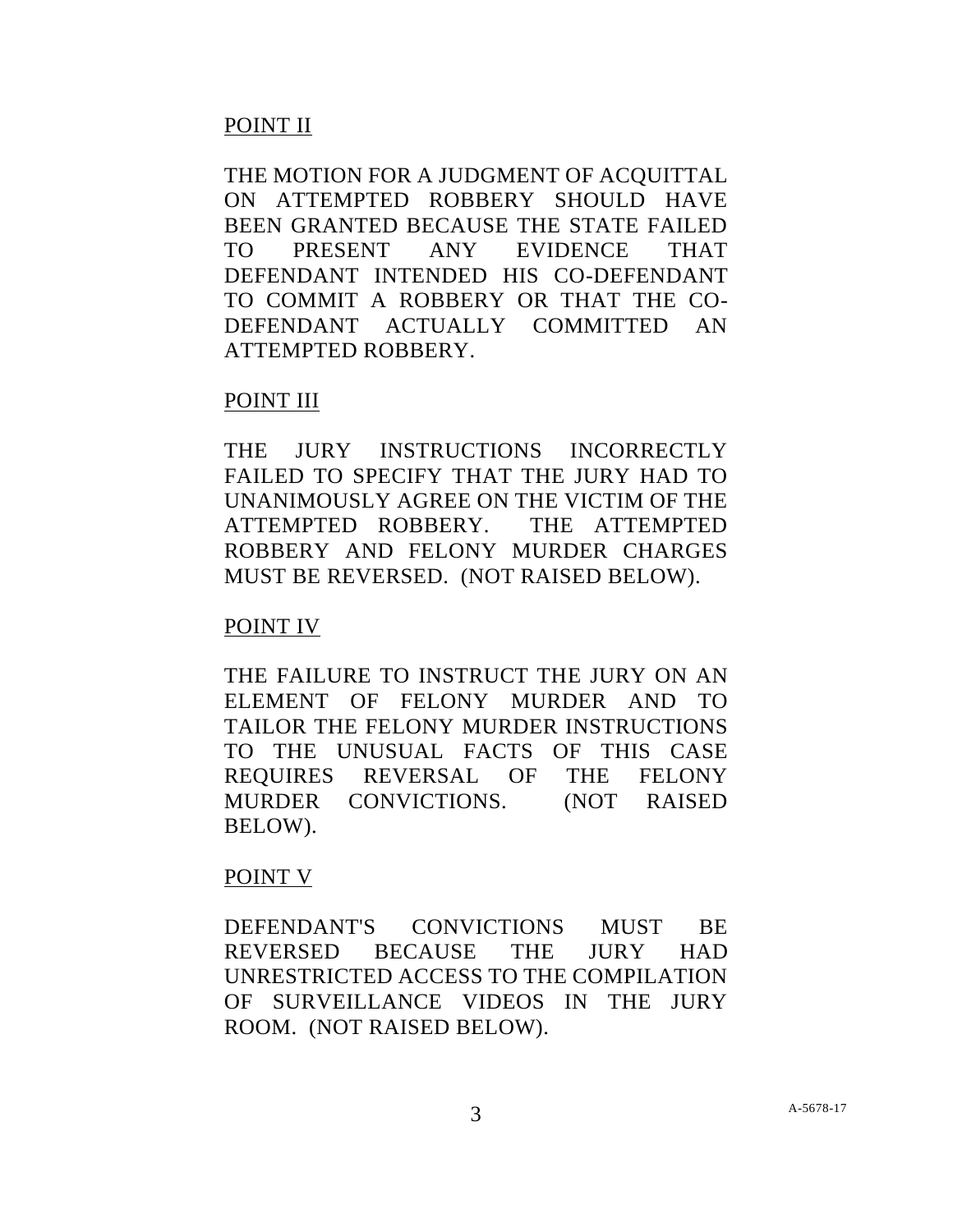POINT II

THE MOTION FOR A JUDGMENT OF ACQUITTAL ON ATTEMPTED ROBBERY SHOULD HAVE BEEN GRANTED BECAUSE THE STATE FAILED TO PRESENT ANY EVIDENCE THAT DEFENDANT INTENDED HIS CO-DEFENDANT TO COMMIT A ROBBERY OR THAT THE CO-DEFENDANT ACTUALLY COMMITTED AN ATTEMPTED ROBBERY.

POINT III

THE JURY INSTRUCTIONS INCORRECTLY FAILED TO SPECIFY THAT THE JURY HAD TO UNANIMOUSLY AGREE ON THE VICTIM OF THE ATTEMPTED ROBBERY. THE ATTEMPTED ROBBERY AND FELONY MURDER CHARGES MUST BE REVERSED. (NOT RAISED BELOW).

POINT IV

THE FAILURE TO INSTRUCT THE JURY ON AN ELEMENT OF FELONY MURDER AND TO TAILOR THE FELONY MURDER INSTRUCTIONS TO THE UNUSUAL FACTS OF THIS CASE REQUIRES REVERSAL OF THE FELONY MURDER CONVICTIONS. (NOT RAISED BELOW).

POINT V

DEFENDANT'S CONVICTIONS MUST BE REVERSED BECAUSE THE JURY HAD UNRESTRICTED ACCESS TO THE COMPILATION OF SURVEILLANCE VIDEOS IN THE JURY ROOM. (NOT RAISED BELOW).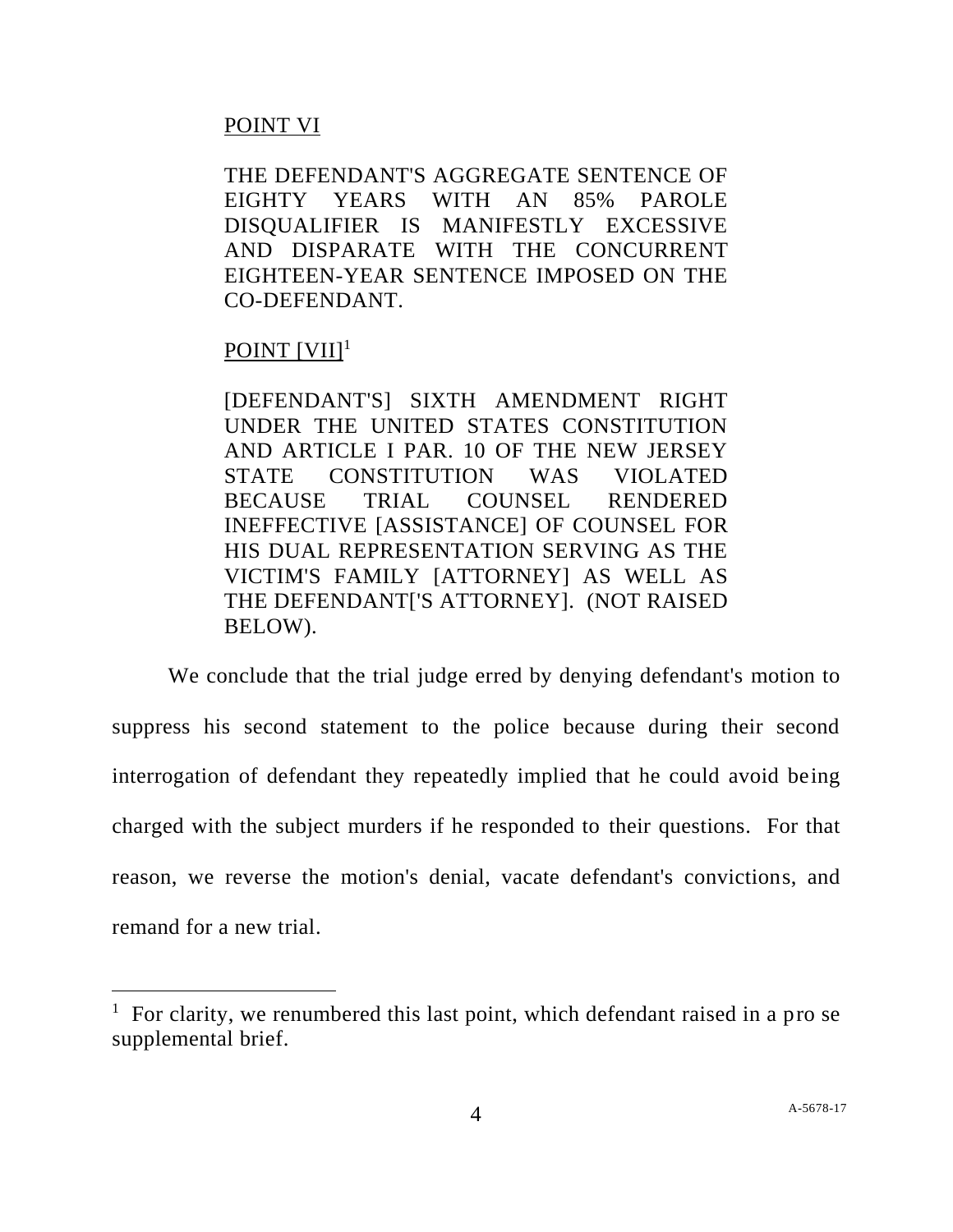POINT VI

THE DEFENDANT'S AGGREGATE SENTENCE OF EIGHTY YEARS WITH AN 85% PAROLE DISQUALIFIER IS MANIFESTLY EXCESSIVE AND DISPARATE WITH THE CONCURRENT EIGHTEEN-YEAR SENTENCE IMPOSED ON THE CO-DEFENDANT.

POINT [VII][1]

[DEFENDANT'S] SIXTH AMENDMENT RIGHT UNDER THE UNITED STATES CONSTITUTION AND ARTICLE I PAR. 10 OF THE NEW JERSEY STATE CONSTITUTION WAS VIOLATED BECAUSE TRIAL COUNSEL RENDERED INEFFECTIVE [ASSISTANCE] OF COUNSEL FOR HIS DUAL REPRESENTATION SERVING AS THE VICTIM'S FAMILY [ATTORNEY] AS WELL AS THE DEFENDANT['S ATTORNEY]. (NOT RAISED BELOW).

We conclude that the trial judge erred by denying defendant's motion to suppress his second statement to the police because during their second interrogation of defendant they repeatedly implied that he could avoid being charged with the subject murders if he responded to their questions. For that reason, we reverse the motion's denial, vacate defendant's convictions, and remand for a new trial.

[1] For clarity, we renumbered this last point, which defendant raised in a pro se supplemental brief.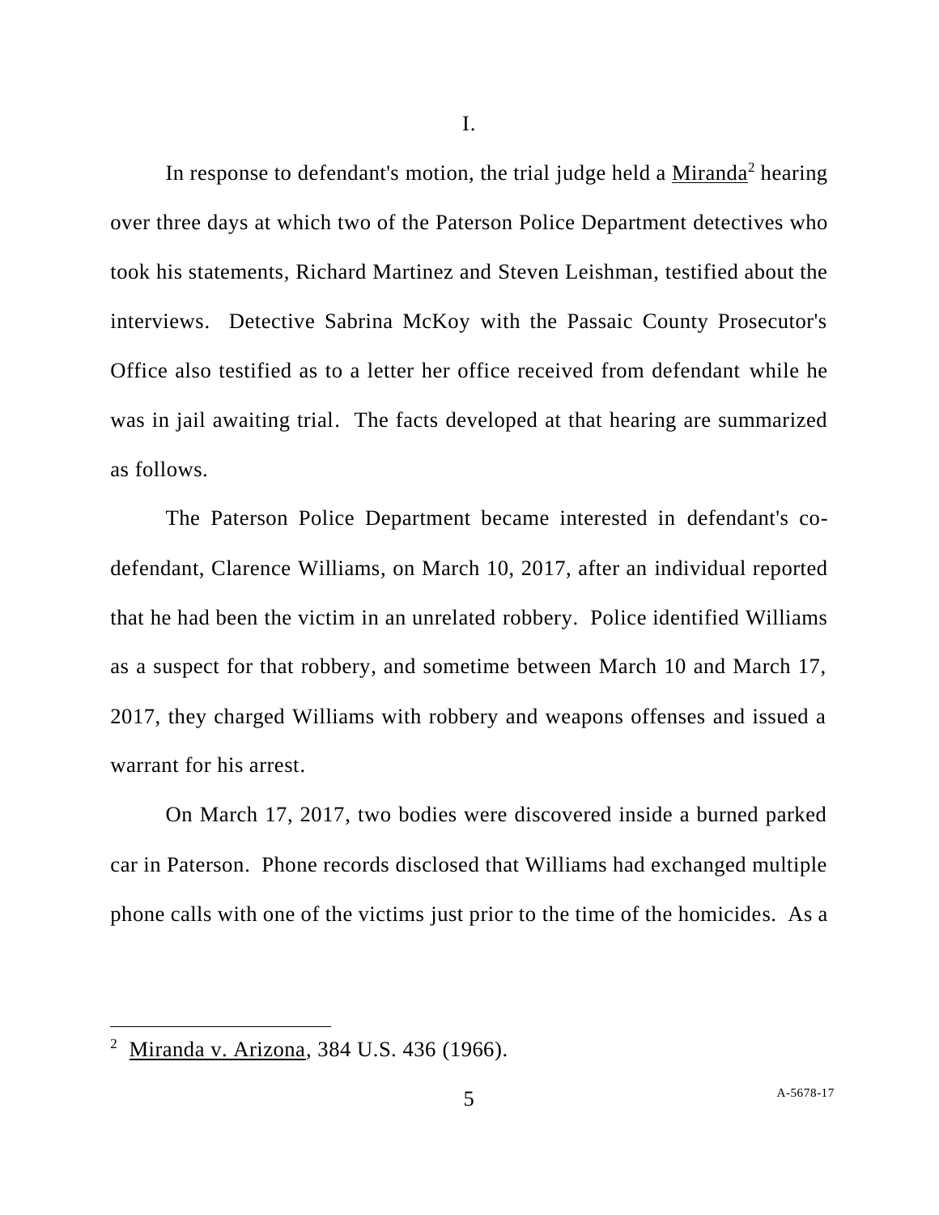I.

In response to defendant's motion, the trial judge held a Miranda[2] hearing over three days at which two of the Paterson Police Department detectives who took his statements, Richard Martinez and Steven Leishman, testified about the interviews. Detective Sabrina McKoy with the Passaic County Prosecutor's Office also testified as to a letter her office received from defendant while he was in jail awaiting trial. The facts developed at that hearing are summarized as follows.

The Paterson Police Department became interested in defendant's co-defendant, Clarence Williams, on March 10, 2017, after an individual reported that he had been the victim in an unrelated robbery. Police identified Williams as a suspect for that robbery, and sometime between March 10 and March 17, 2017, they charged Williams with robbery and weapons offenses and issued a warrant for his arrest.

On March 17, 2017, two bodies were discovered inside a burned parked car in Paterson. Phone records disclosed that Williams had exchanged multiple phone calls with one of the victims just prior to the time of the homicides. As a

---

[2] Miranda v. Arizona, 384 U.S. 436 (1966).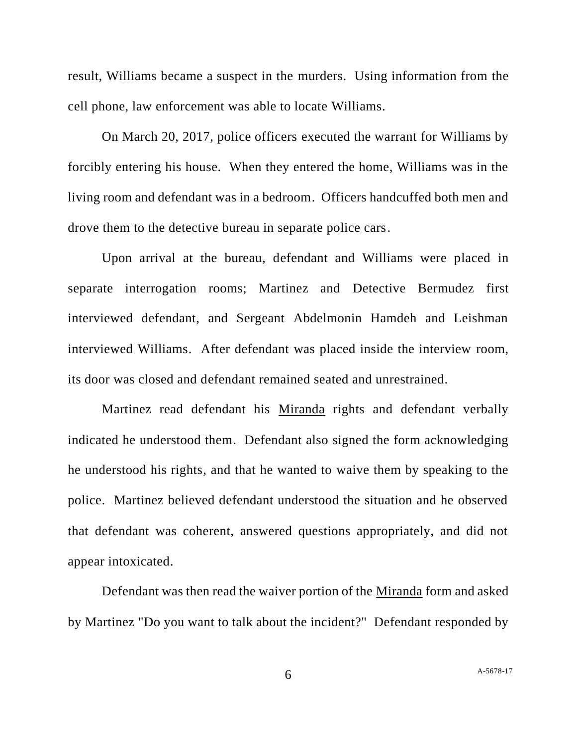result, Williams became a suspect in the murders. Using information from the cell phone, law enforcement was able to locate Williams.

On March 20, 2017, police officers executed the warrant for Williams by forcibly entering his house. When they entered the home, Williams was in the living room and defendant was in a bedroom. Officers handcuffed both men and drove them to the detective bureau in separate police cars.

Upon arrival at the bureau, defendant and Williams were placed in separate interrogation rooms; Martinez and Detective Bermudez first interviewed defendant, and Sergeant Abdelmonin Hamdeh and Leishman interviewed Williams. After defendant was placed inside the interview room, its door was closed and defendant remained seated and unrestrained.

Martinez read defendant his Miranda rights and defendant verbally indicated he understood them. Defendant also signed the form acknowledging he understood his rights, and that he wanted to waive them by speaking to the police. Martinez believed defendant understood the situation and he observed that defendant was coherent, answered questions appropriately, and did not appear intoxicated.

Defendant was then read the waiver portion of the Miranda form and asked by Martinez "Do you want to talk about the incident?" Defendant responded by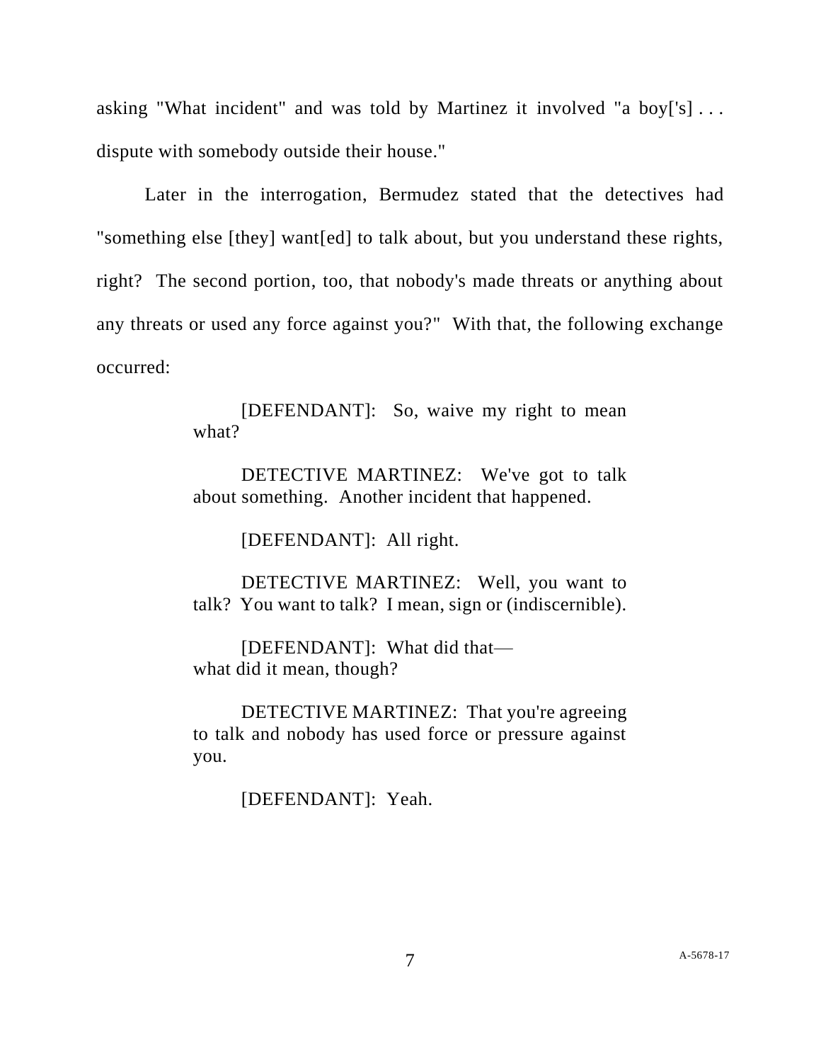asking "What incident" and was told by Martinez it involved "a boy['s] . . . dispute with somebody outside their house."

Later in the interrogation, Bermudez stated that the detectives had "something else [they] want[ed] to talk about, but you understand these rights, right? The second portion, too, that nobody's made threats or anything about any threats or used any force against you?" With that, the following exchange occurred:

> [DEFENDANT]: So, waive my right to mean what?
>
> DETECTIVE MARTINEZ: We've got to talk about something. Another incident that happened.
>
> [DEFENDANT]: All right.
>
> DETECTIVE MARTINEZ: Well, you want to talk? You want to talk? I mean, sign or (indiscernible).
>
> [DEFENDANT]: What did that— what did it mean, though?
>
> DETECTIVE MARTINEZ: That you're agreeing to talk and nobody has used force or pressure against you.
>
> [DEFENDANT]: Yeah.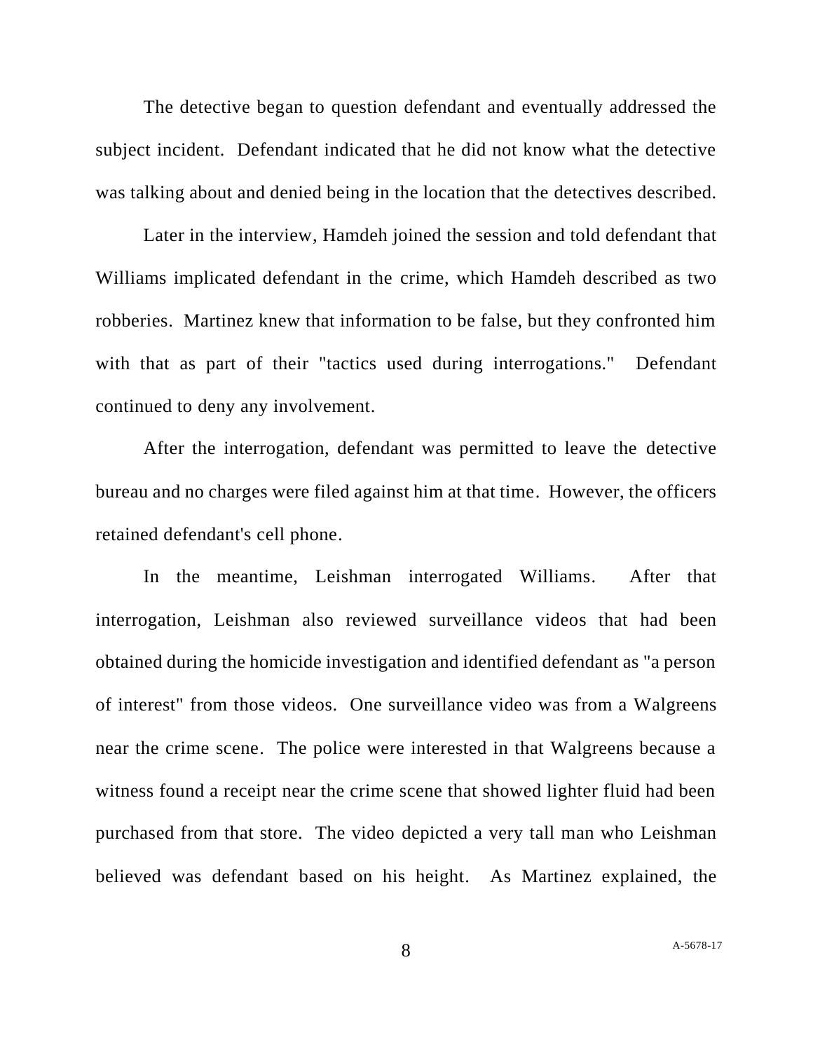The detective began to question defendant and eventually addressed the subject incident. Defendant indicated that he did not know what the detective was talking about and denied being in the location that the detectives described.

Later in the interview, Hamdeh joined the session and told defendant that Williams implicated defendant in the crime, which Hamdeh described as two robberies. Martinez knew that information to be false, but they confronted him with that as part of their "tactics used during interrogations." Defendant continued to deny any involvement.

After the interrogation, defendant was permitted to leave the detective bureau and no charges were filed against him at that time. However, the officers retained defendant's cell phone.

In the meantime, Leishman interrogated Williams. After that interrogation, Leishman also reviewed surveillance videos that had been obtained during the homicide investigation and identified defendant as "a person of interest" from those videos. One surveillance video was from a Walgreens near the crime scene. The police were interested in that Walgreens because a witness found a receipt near the crime scene that showed lighter fluid had been purchased from that store. The video depicted a very tall man who Leishman believed was defendant based on his height. As Martinez explained, the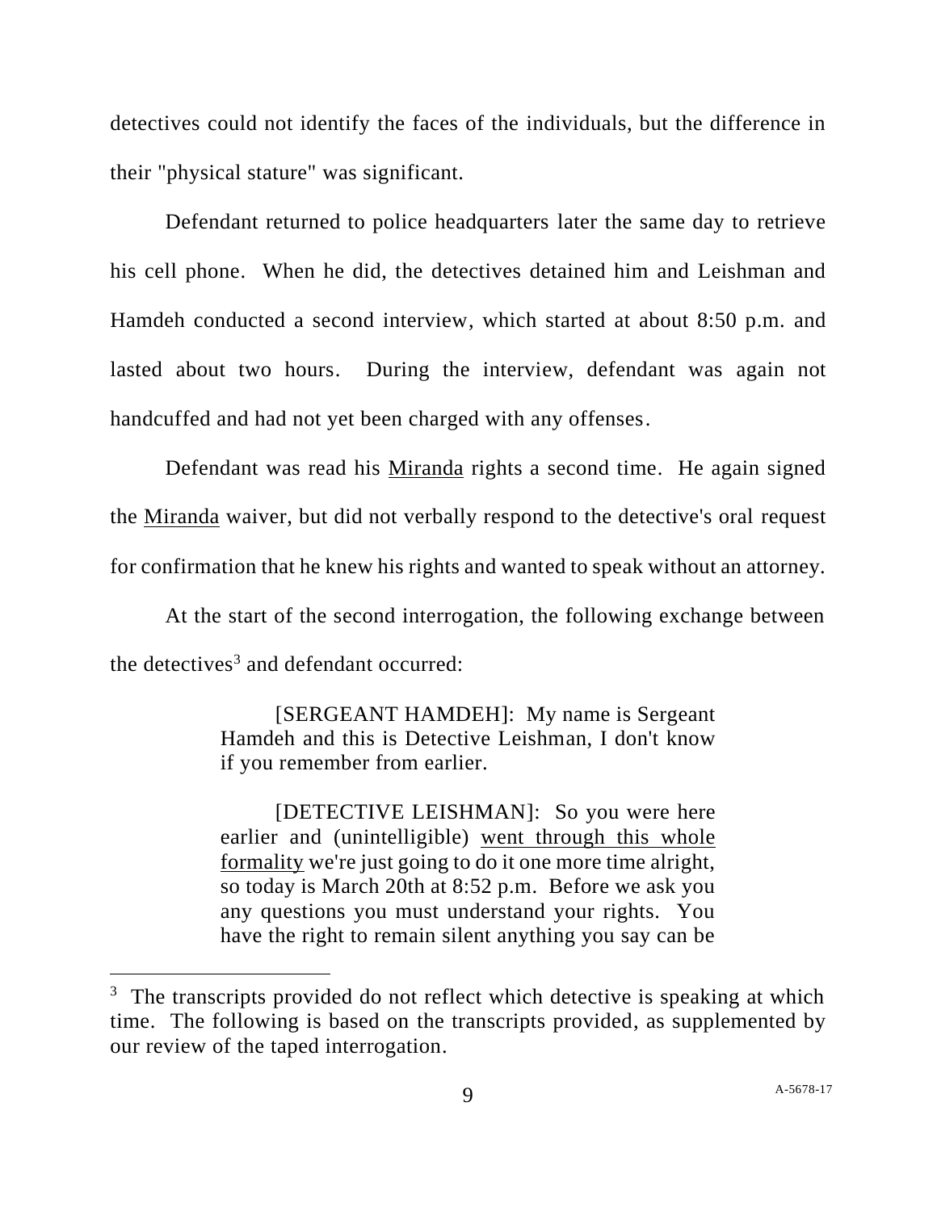detectives could not identify the faces of the individuals, but the difference in their "physical stature" was significant.

Defendant returned to police headquarters later the same day to retrieve his cell phone. When he did, the detectives detained him and Leishman and Hamdeh conducted a second interview, which started at about 8:50 p.m. and lasted about two hours. During the interview, defendant was again not handcuffed and had not yet been charged with any offenses.

Defendant was read his <u>Miranda</u> rights a second time. He again signed the <u>Miranda</u> waiver, but did not verbally respond to the detective's oral request for confirmation that he knew his rights and wanted to speak without an attorney.

At the start of the second interrogation, the following exchange between the detectives[3] and defendant occurred:

> [SERGEANT HAMDEH]: My name is Sergeant Hamdeh and this is Detective Leishman, I don't know if you remember from earlier.
>
> [DETECTIVE LEISHMAN]: So you were here earlier and (unintelligible) <u>went through this whole formality</u> we're just going to do it one more time alright, so today is March 20th at 8:52 p.m. Before we ask you any questions you must understand your rights. You have the right to remain silent anything you say can be

---

[3] The transcripts provided do not reflect which detective is speaking at which time. The following is based on the transcripts provided, as supplemented by our review of the taped interrogation.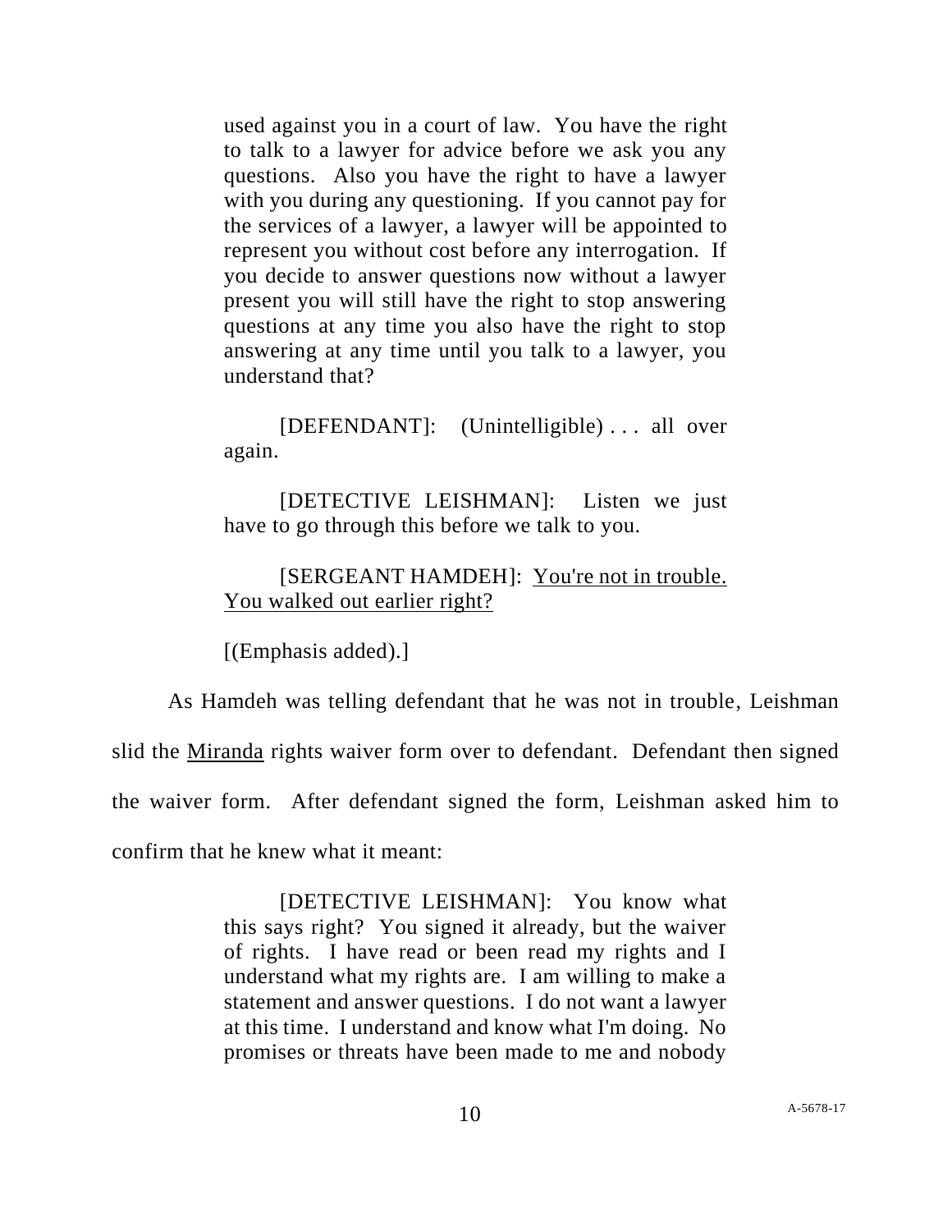> used against you in a court of law. You have the right to talk to a lawyer for advice before we ask you any questions. Also you have the right to have a lawyer with you during any questioning. If you cannot pay for the services of a lawyer, a lawyer will be appointed to represent you without cost before any interrogation. If you decide to answer questions now without a lawyer present you will still have the right to stop answering questions at any time you also have the right to stop answering at any time until you talk to a lawyer, you understand that?
>
> [DEFENDANT]: (Unintelligible) . . . all over again.
>
> [DETECTIVE LEISHMAN]: Listen we just have to go through this before we talk to you.
>
> [SERGEANT HAMDEH]: <u>You're not in trouble. You walked out earlier right?</u>
>
> [(Emphasis added).]

As Hamdeh was telling defendant that he was not in trouble, Leishman slid the <u>Miranda</u> rights waiver form over to defendant. Defendant then signed the waiver form. After defendant signed the form, Leishman asked him to confirm that he knew what it meant:

> [DETECTIVE LEISHMAN]: You know what this says right? You signed it already, but the waiver of rights. I have read or been read my rights and I understand what my rights are. I am willing to make a statement and answer questions. I do not want a lawyer at this time. I understand and know what I'm doing. No promises or threats have been made to me and nobody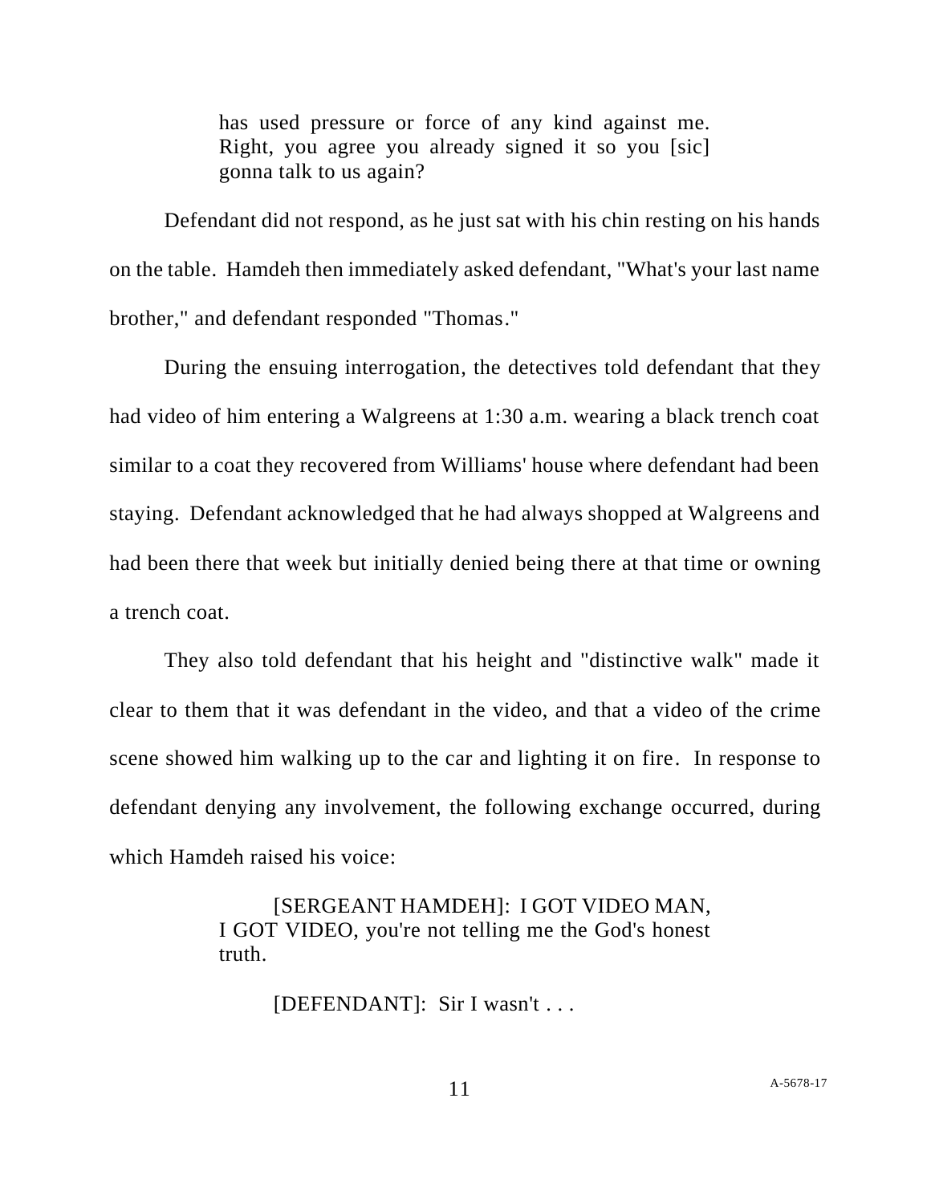> has used pressure or force of any kind against me. Right, you agree you already signed it so you [sic] gonna talk to us again?

Defendant did not respond, as he just sat with his chin resting on his hands on the table. Hamdeh then immediately asked defendant, "What's your last name brother," and defendant responded "Thomas."

During the ensuing interrogation, the detectives told defendant that they had video of him entering a Walgreens at 1:30 a.m. wearing a black trench coat similar to a coat they recovered from Williams' house where defendant had been staying. Defendant acknowledged that he had always shopped at Walgreens and had been there that week but initially denied being there at that time or owning a trench coat.

They also told defendant that his height and "distinctive walk" made it clear to them that it was defendant in the video, and that a video of the crime scene showed him walking up to the car and lighting it on fire. In response to defendant denying any involvement, the following exchange occurred, during which Hamdeh raised his voice:

> [SERGEANT HAMDEH]: I GOT VIDEO MAN, I GOT VIDEO, you're not telling me the God's honest truth.
>
> [DEFENDANT]: Sir I wasn't . . .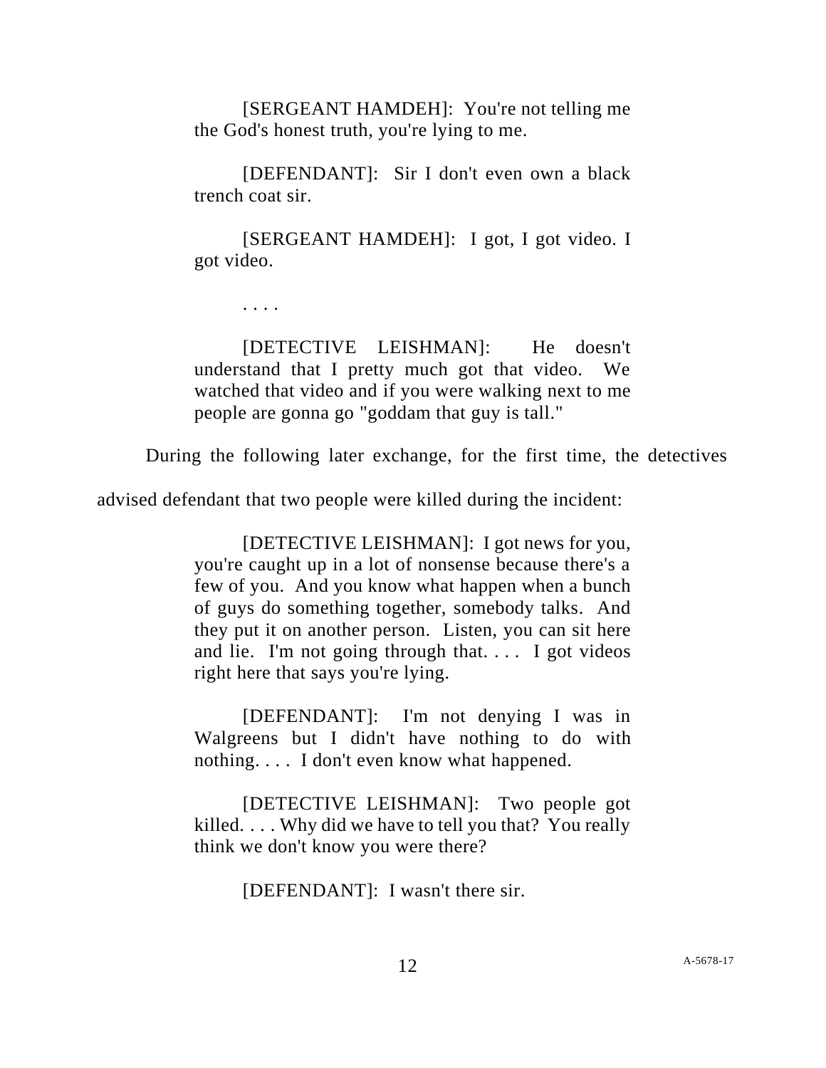> [SERGEANT HAMDEH]: You're not telling me the God's honest truth, you're lying to me.
>
> [DEFENDANT]: Sir I don't even own a black trench coat sir.
>
> [SERGEANT HAMDEH]: I got, I got video. I got video.
>
> . . . .
>
> [DETECTIVE LEISHMAN]: He doesn't understand that I pretty much got that video. We watched that video and if you were walking next to me people are gonna go "goddam that guy is tall."

During the following later exchange, for the first time, the detectives advised defendant that two people were killed during the incident:

> [DETECTIVE LEISHMAN]: I got news for you, you're caught up in a lot of nonsense because there's a few of you. And you know what happen when a bunch of guys do something together, somebody talks. And they put it on another person. Listen, you can sit here and lie. I'm not going through that. . . . I got videos right here that says you're lying.
>
> [DEFENDANT]: I'm not denying I was in Walgreens but I didn't have nothing to do with nothing. . . . I don't even know what happened.
>
> [DETECTIVE LEISHMAN]: Two people got killed. . . . Why did we have to tell you that? You really think we don't know you were there?
>
> [DEFENDANT]: I wasn't there sir.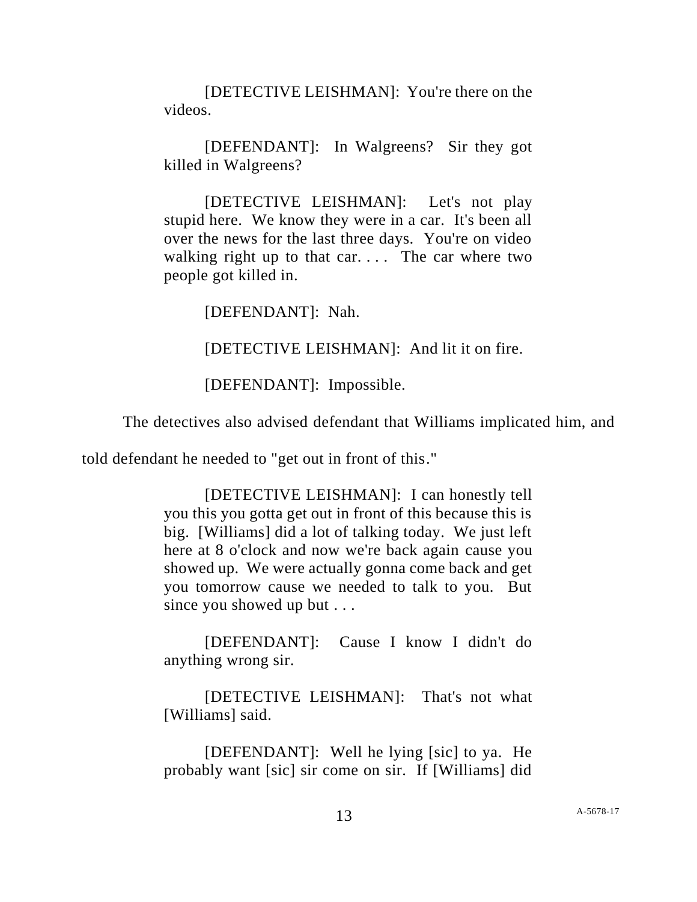> [DETECTIVE LEISHMAN]: You're there on the videos.
>
> [DEFENDANT]: In Walgreens? Sir they got killed in Walgreens?
>
> [DETECTIVE LEISHMAN]: Let's not play stupid here. We know they were in a car. It's been all over the news for the last three days. You're on video walking right up to that car. . . . The car where two people got killed in.
>
> [DEFENDANT]: Nah.
>
> [DETECTIVE LEISHMAN]: And lit it on fire.
>
> [DEFENDANT]: Impossible.

The detectives also advised defendant that Williams implicated him, and told defendant he needed to "get out in front of this."

> [DETECTIVE LEISHMAN]: I can honestly tell you this you gotta get out in front of this because this is big. [Williams] did a lot of talking today. We just left here at 8 o'clock and now we're back again cause you showed up. We were actually gonna come back and get you tomorrow cause we needed to talk to you. But since you showed up but . . .
>
> [DEFENDANT]: Cause I know I didn't do anything wrong sir.
>
> [DETECTIVE LEISHMAN]: That's not what [Williams] said.
>
> [DEFENDANT]: Well he lying [sic] to ya. He probably want [sic] sir come on sir. If [Williams] did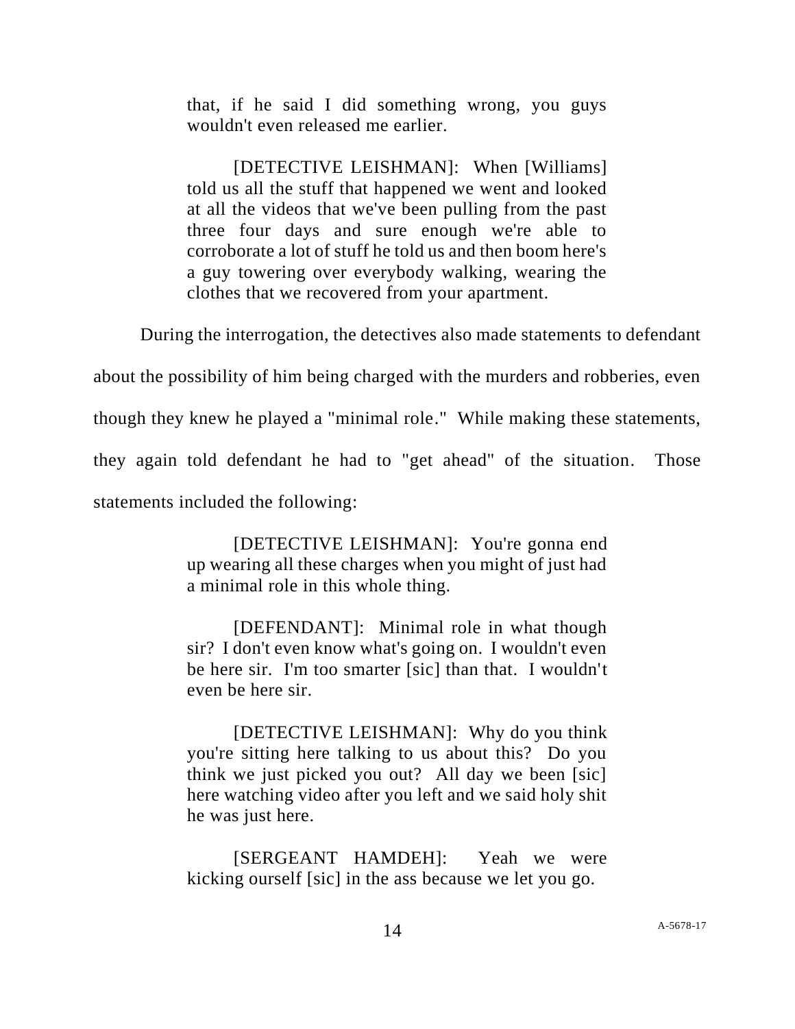> that, if he said I did something wrong, you guys wouldn't even released me earlier.
>
> [DETECTIVE LEISHMAN]: When [Williams] told us all the stuff that happened we went and looked at all the videos that we've been pulling from the past three four days and sure enough we're able to corroborate a lot of stuff he told us and then boom here's a guy towering over everybody walking, wearing the clothes that we recovered from your apartment.

During the interrogation, the detectives also made statements to defendant about the possibility of him being charged with the murders and robberies, even though they knew he played a "minimal role." While making these statements, they again told defendant he had to "get ahead" of the situation. Those statements included the following:

> [DETECTIVE LEISHMAN]: You're gonna end up wearing all these charges when you might of just had a minimal role in this whole thing.
>
> [DEFENDANT]: Minimal role in what though sir? I don't even know what's going on. I wouldn't even be here sir. I'm too smarter [sic] than that. I wouldn't even be here sir.
>
> [DETECTIVE LEISHMAN]: Why do you think you're sitting here talking to us about this? Do you think we just picked you out? All day we been [sic] here watching video after you left and we said holy shit he was just here.
>
> [SERGEANT HAMDEH]: Yeah we were kicking ourself [sic] in the ass because we let you go.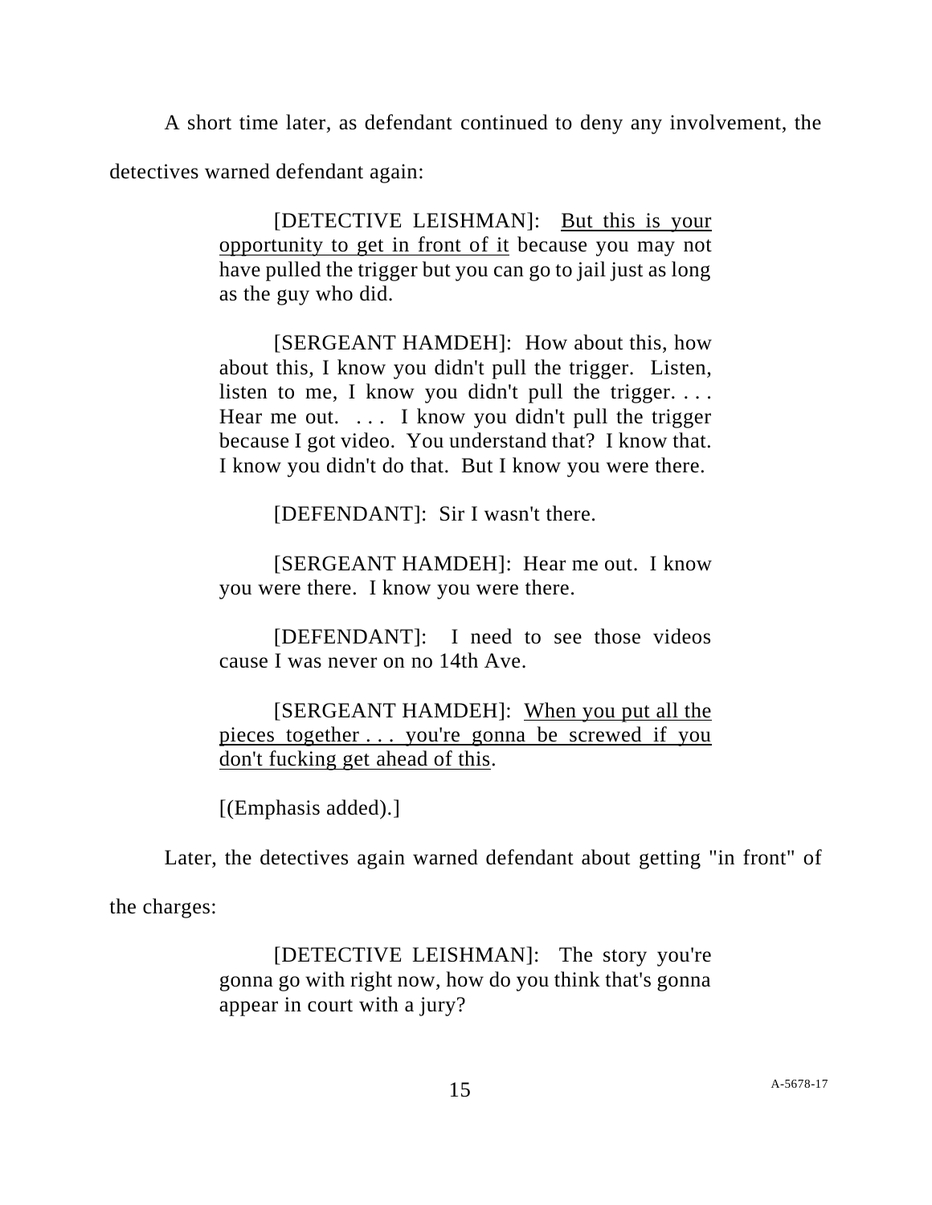A short time later, as defendant continued to deny any involvement, the detectives warned defendant again:

> [DETECTIVE LEISHMAN]: <u>But this is your opportunity to get in front of it</u> because you may not have pulled the trigger but you can go to jail just as long as the guy who did.
>
> [SERGEANT HAMDEH]: How about this, how about this, I know you didn't pull the trigger. Listen, listen to me, I know you didn't pull the trigger. . . . Hear me out. . . . I know you didn't pull the trigger because I got video. You understand that? I know that. I know you didn't do that. But I know you were there.
>
> [DEFENDANT]: Sir I wasn't there.
>
> [SERGEANT HAMDEH]: Hear me out. I know you were there. I know you were there.
>
> [DEFENDANT]: I need to see those videos cause I was never on no 14th Ave.
>
> [SERGEANT HAMDEH]: <u>When you put all the pieces together . . . you're gonna be screwed if you don't fucking get ahead of this</u>.
>
> [(Emphasis added).]

Later, the detectives again warned defendant about getting "in front" of the charges:

> [DETECTIVE LEISHMAN]: The story you're gonna go with right now, how do you think that's gonna appear in court with a jury?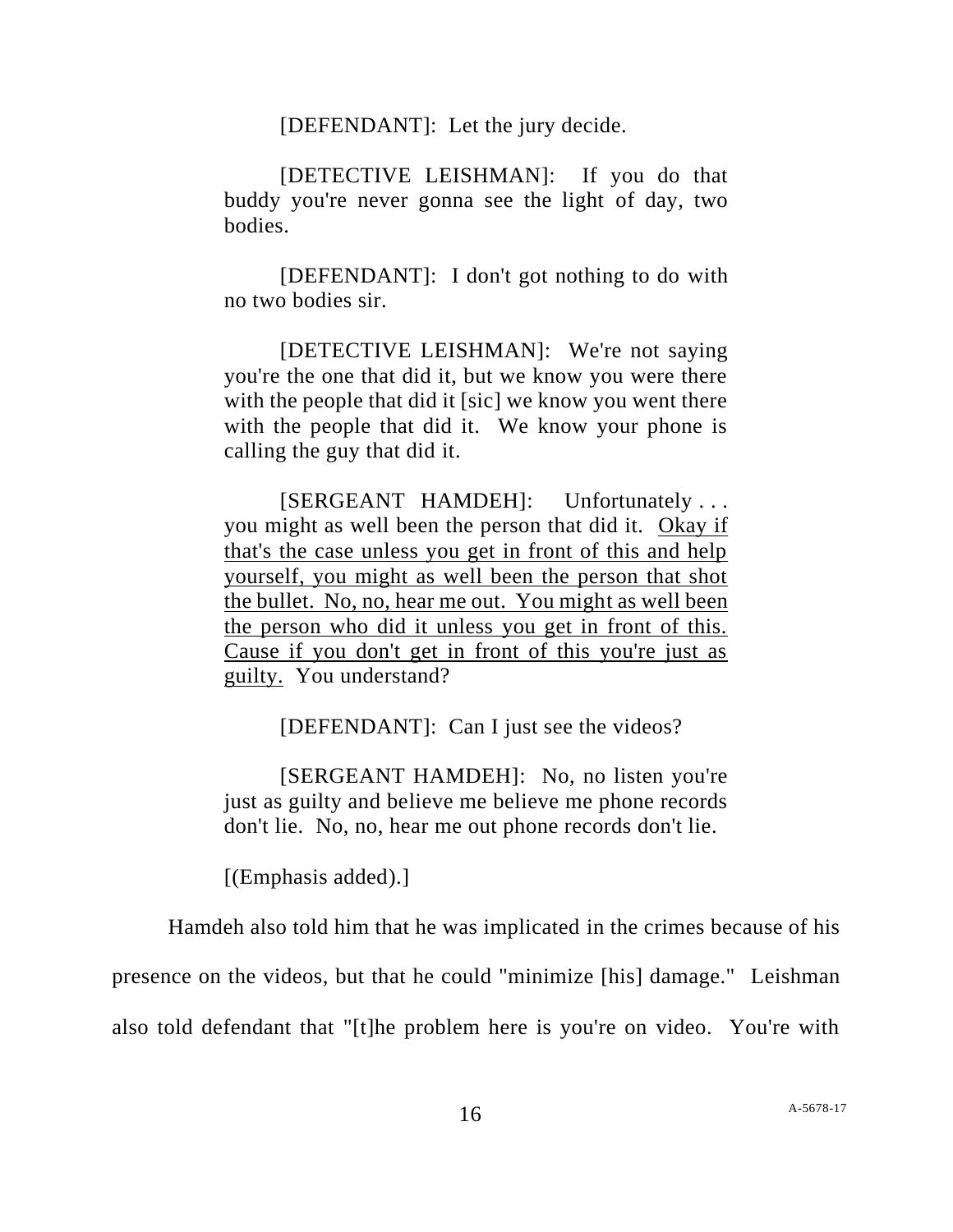> [DEFENDANT]: Let the jury decide.
>
> [DETECTIVE LEISHMAN]: If you do that buddy you're never gonna see the light of day, two bodies.
>
> [DEFENDANT]: I don't got nothing to do with no two bodies sir.
>
> [DETECTIVE LEISHMAN]: We're not saying you're the one that did it, but we know you were there with the people that did it [sic] we know you went there with the people that did it. We know your phone is calling the guy that did it.
>
> [SERGEANT HAMDEH]: Unfortunately . . . you might as well been the person that did it. <u>Okay if that's the case unless you get in front of this and help yourself, you might as well been the person that shot the bullet. No, no, hear me out. You might as well been the person who did it unless you get in front of this. Cause if you don't get in front of this you're just as guilty.</u> You understand?
>
> [DEFENDANT]: Can I just see the videos?
>
> [SERGEANT HAMDEH]: No, no listen you're just as guilty and believe me believe me phone records don't lie. No, no, hear me out phone records don't lie.
>
> [(Emphasis added).]

Hamdeh also told him that he was implicated in the crimes because of his presence on the videos, but that he could "minimize [his] damage." Leishman also told defendant that "[t]he problem here is you're on video. You're with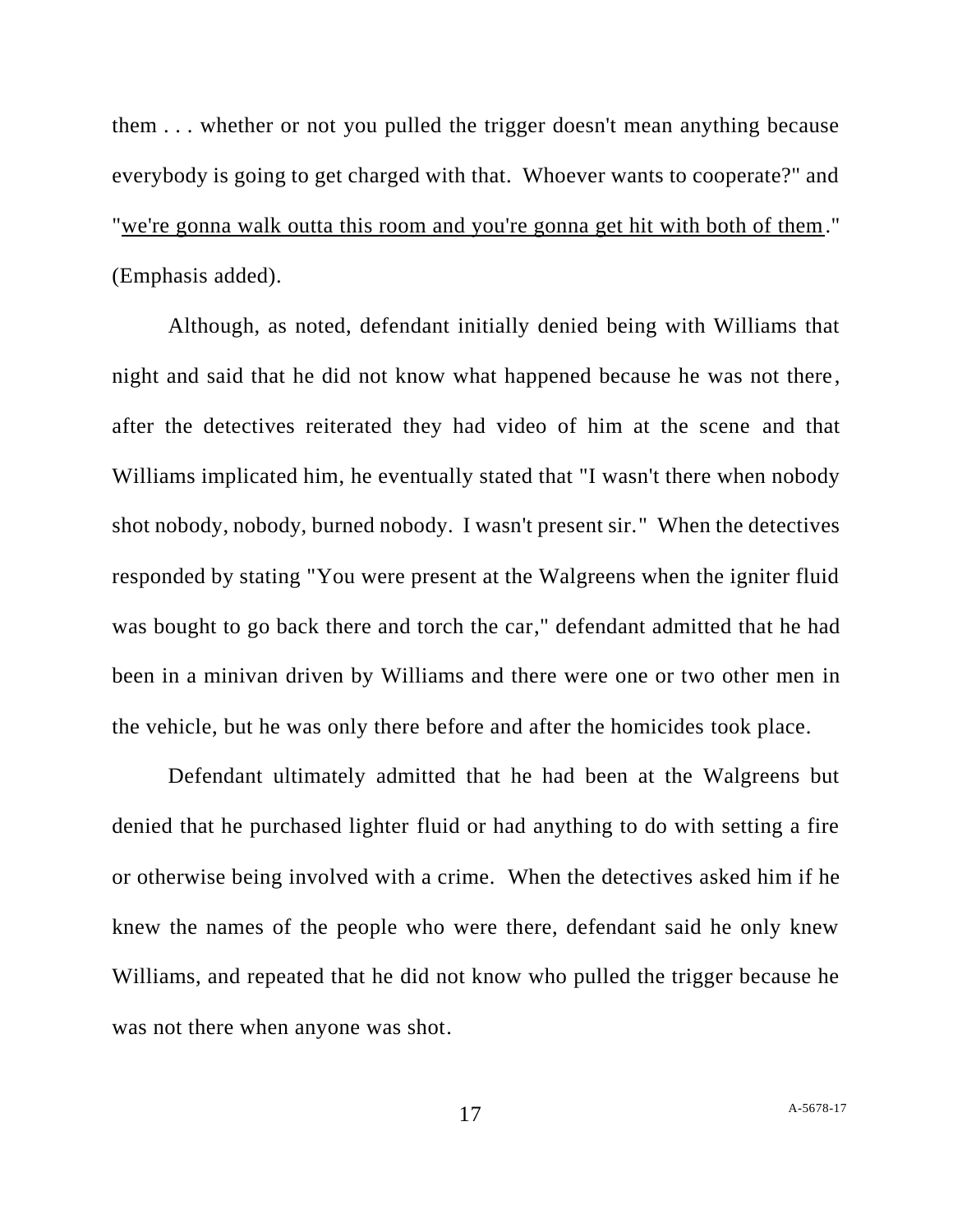them . . . whether or not you pulled the trigger doesn't mean anything because everybody is going to get charged with that. Whoever wants to cooperate?" and "<u>we're gonna walk outta this room and you're gonna get hit with both of them</u>." (Emphasis added).

Although, as noted, defendant initially denied being with Williams that night and said that he did not know what happened because he was not there, after the detectives reiterated they had video of him at the scene and that Williams implicated him, he eventually stated that "I wasn't there when nobody shot nobody, nobody, burned nobody. I wasn't present sir." When the detectives responded by stating "You were present at the Walgreens when the igniter fluid was bought to go back there and torch the car," defendant admitted that he had been in a minivan driven by Williams and there were one or two other men in the vehicle, but he was only there before and after the homicides took place.

Defendant ultimately admitted that he had been at the Walgreens but denied that he purchased lighter fluid or had anything to do with setting a fire or otherwise being involved with a crime. When the detectives asked him if he knew the names of the people who were there, defendant said he only knew Williams, and repeated that he did not know who pulled the trigger because he was not there when anyone was shot.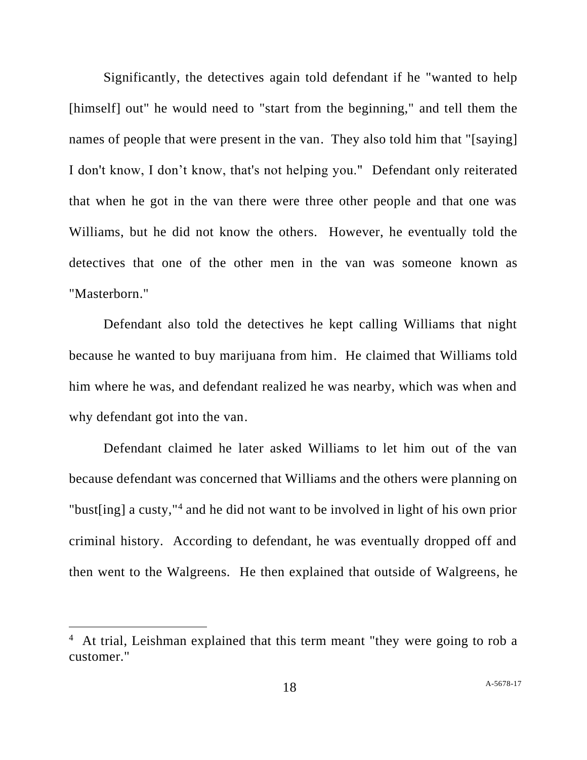Significantly, the detectives again told defendant if he "wanted to help [himself] out" he would need to "start from the beginning," and tell them the names of people that were present in the van. They also told him that "[saying] I don't know, I don't know, that's not helping you." Defendant only reiterated that when he got in the van there were three other people and that one was Williams, but he did not know the others. However, he eventually told the detectives that one of the other men in the van was someone known as "Masterborn."

Defendant also told the detectives he kept calling Williams that night because he wanted to buy marijuana from him. He claimed that Williams told him where he was, and defendant realized he was nearby, which was when and why defendant got into the van.

Defendant claimed he later asked Williams to let him out of the van because defendant was concerned that Williams and the others were planning on "bust[ing] a custy,"[4] and he did not want to be involved in light of his own prior criminal history. According to defendant, he was eventually dropped off and then went to the Walgreens. He then explained that outside of Walgreens, he

[4] At trial, Leishman explained that this term meant "they were going to rob a customer."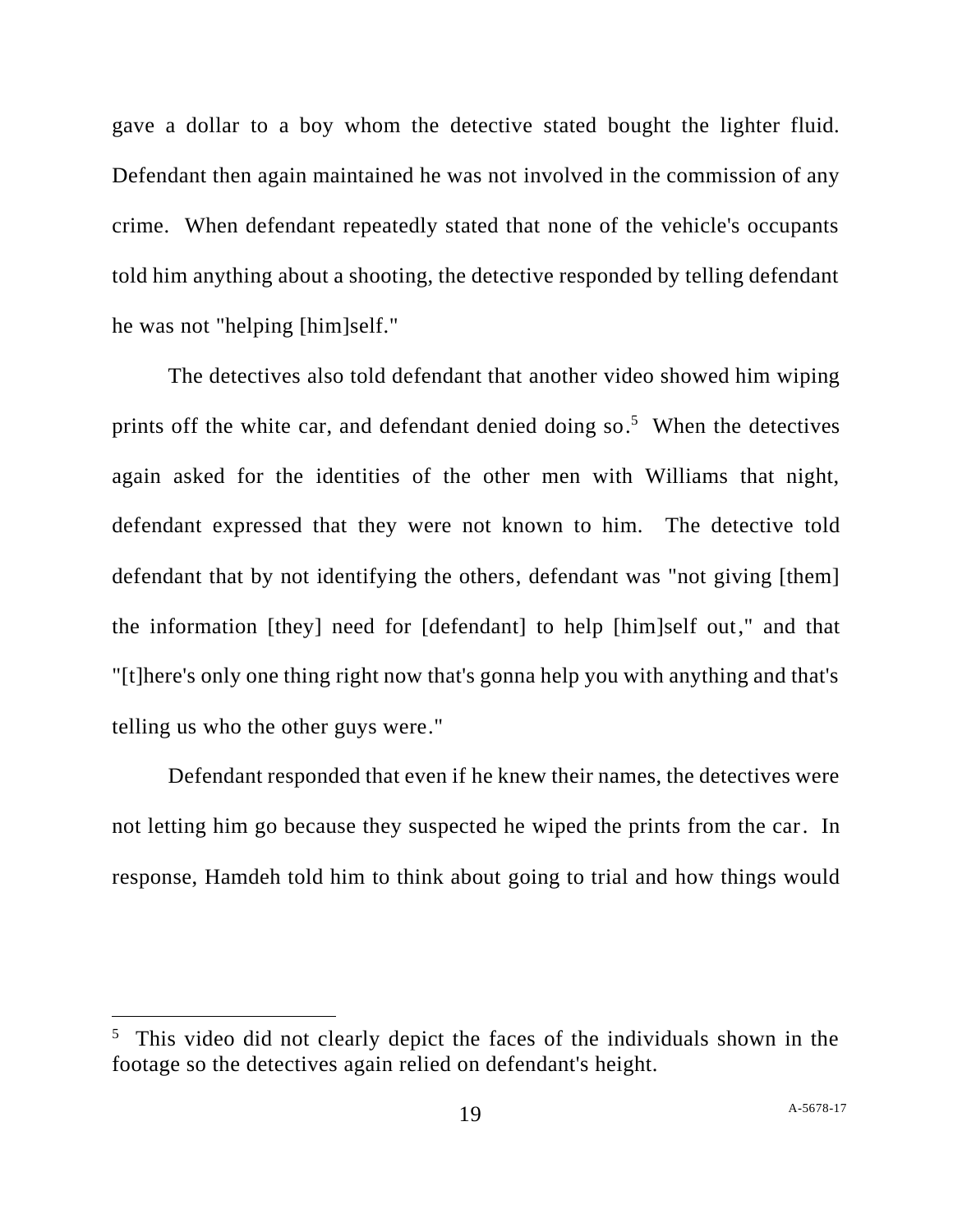gave a dollar to a boy whom the detective stated bought the lighter fluid. Defendant then again maintained he was not involved in the commission of any crime. When defendant repeatedly stated that none of the vehicle's occupants told him anything about a shooting, the detective responded by telling defendant he was not "helping [him]self."

The detectives also told defendant that another video showed him wiping prints off the white car, and defendant denied doing so.[5] When the detectives again asked for the identities of the other men with Williams that night, defendant expressed that they were not known to him. The detective told defendant that by not identifying the others, defendant was "not giving [them] the information [they] need for [defendant] to help [him]self out," and that "[t]here's only one thing right now that's gonna help you with anything and that's telling us who the other guys were."

Defendant responded that even if he knew their names, the detectives were not letting him go because they suspected he wiped the prints from the car. In response, Hamdeh told him to think about going to trial and how things would

---

[5] This video did not clearly depict the faces of the individuals shown in the footage so the detectives again relied on defendant's height.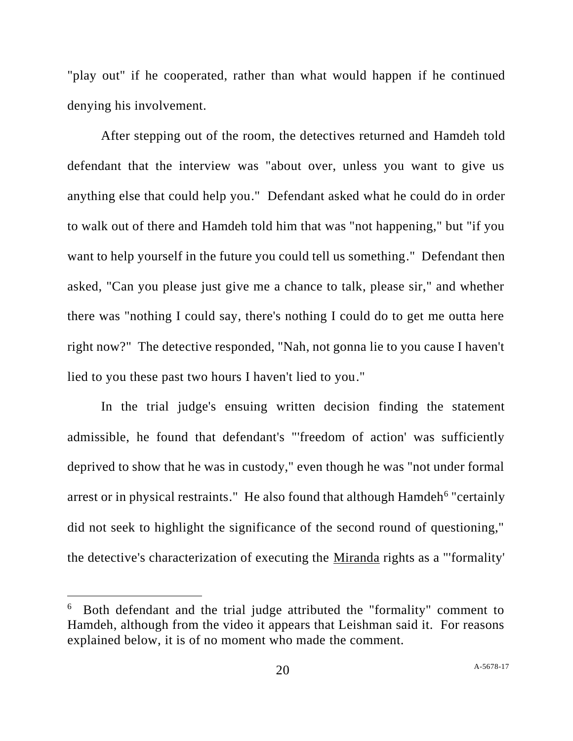"play out" if he cooperated, rather than what would happen if he continued denying his involvement.

After stepping out of the room, the detectives returned and Hamdeh told defendant that the interview was "about over, unless you want to give us anything else that could help you." Defendant asked what he could do in order to walk out of there and Hamdeh told him that was "not happening," but "if you want to help yourself in the future you could tell us something." Defendant then asked, "Can you please just give me a chance to talk, please sir," and whether there was "nothing I could say, there's nothing I could do to get me outta here right now?" The detective responded, "Nah, not gonna lie to you cause I haven't lied to you these past two hours I haven't lied to you."

In the trial judge's ensuing written decision finding the statement admissible, he found that defendant's "'freedom of action' was sufficiently deprived to show that he was in custody," even though he was "not under formal arrest or in physical restraints." He also found that although Hamdeh[6] "certainly did not seek to highlight the significance of the second round of questioning," the detective's characterization of executing the <u>Miranda</u> rights as a "'formality'

---

[6] Both defendant and the trial judge attributed the "formality" comment to Hamdeh, although from the video it appears that Leishman said it. For reasons explained below, it is of no moment who made the comment.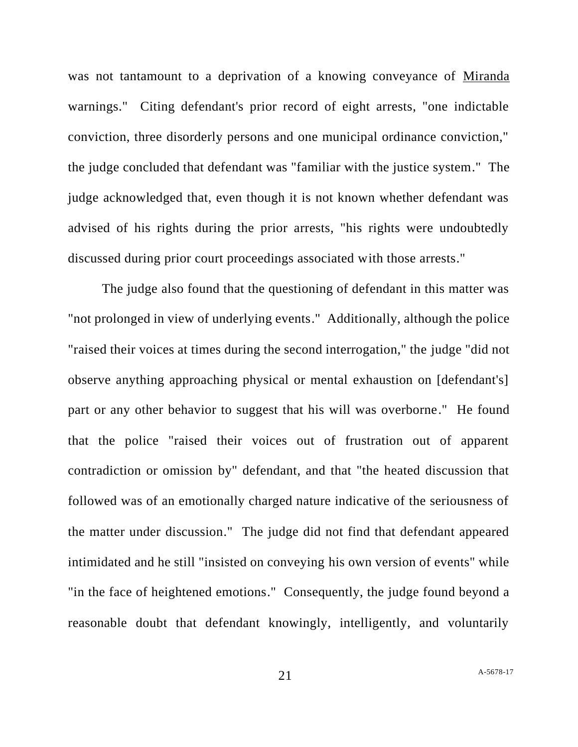was not tantamount to a deprivation of a knowing conveyance of Miranda warnings." Citing defendant's prior record of eight arrests, "one indictable conviction, three disorderly persons and one municipal ordinance conviction," the judge concluded that defendant was "familiar with the justice system." The judge acknowledged that, even though it is not known whether defendant was advised of his rights during the prior arrests, "his rights were undoubtedly discussed during prior court proceedings associated with those arrests."

The judge also found that the questioning of defendant in this matter was "not prolonged in view of underlying events." Additionally, although the police "raised their voices at times during the second interrogation," the judge "did not observe anything approaching physical or mental exhaustion on [defendant's] part or any other behavior to suggest that his will was overborne." He found that the police "raised their voices out of frustration out of apparent contradiction or omission by" defendant, and that "the heated discussion that followed was of an emotionally charged nature indicative of the seriousness of the matter under discussion." The judge did not find that defendant appeared intimidated and he still "insisted on conveying his own version of events" while "in the face of heightened emotions." Consequently, the judge found beyond a reasonable doubt that defendant knowingly, intelligently, and voluntarily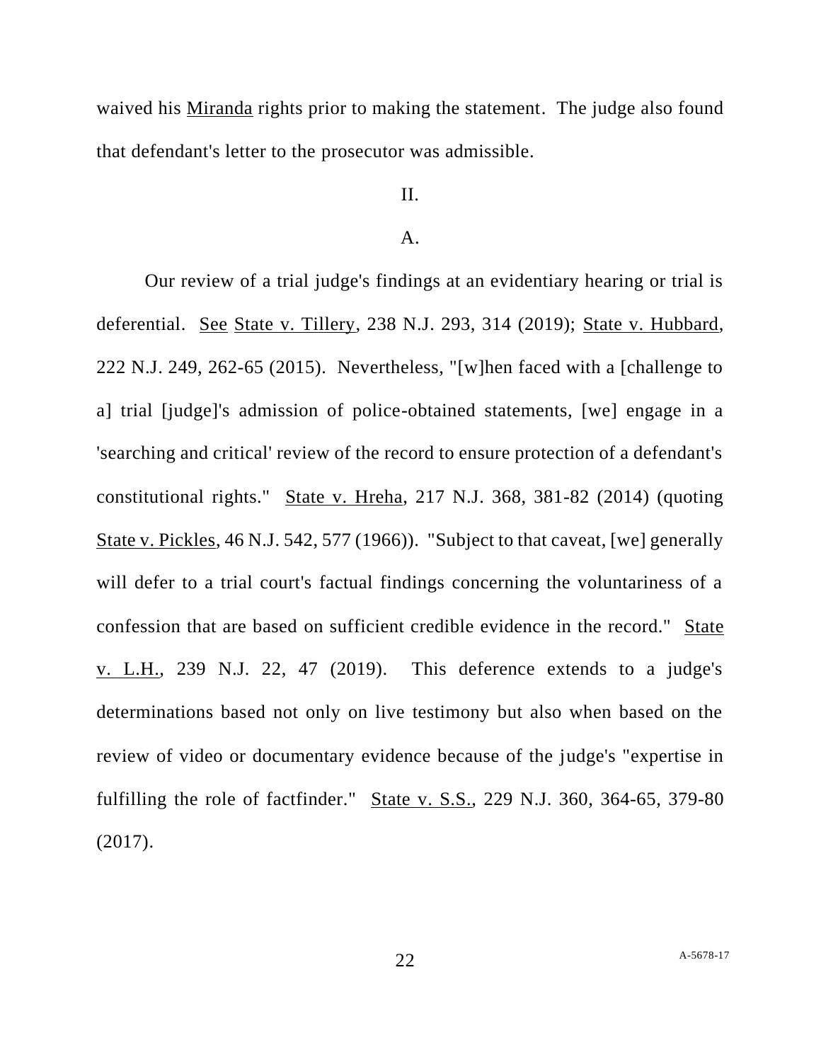waived his Miranda rights prior to making the statement. The judge also found that defendant's letter to the prosecutor was admissible.

II.

A.

Our review of a trial judge's findings at an evidentiary hearing or trial is deferential. See State v. Tillery, 238 N.J. 293, 314 (2019); State v. Hubbard, 222 N.J. 249, 262-65 (2015). Nevertheless, "[w]hen faced with a [challenge to a] trial [judge]'s admission of police-obtained statements, [we] engage in a 'searching and critical' review of the record to ensure protection of a defendant's constitutional rights." State v. Hreha, 217 N.J. 368, 381-82 (2014) (quoting State v. Pickles, 46 N.J. 542, 577 (1966)). "Subject to that caveat, [we] generally will defer to a trial court's factual findings concerning the voluntariness of a confession that are based on sufficient credible evidence in the record." State v. L.H., 239 N.J. 22, 47 (2019). This deference extends to a judge's determinations based not only on live testimony but also when based on the review of video or documentary evidence because of the judge's "expertise in fulfilling the role of factfinder." State v. S.S., 229 N.J. 360, 364-65, 379-80 (2017).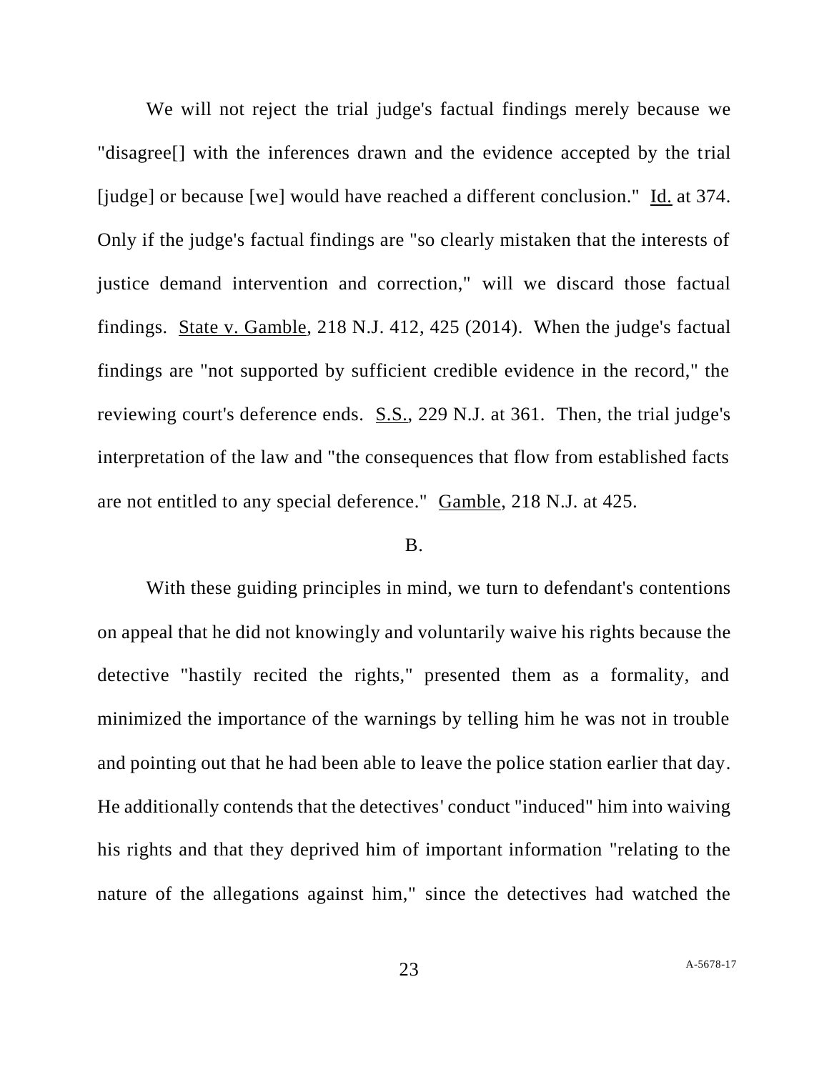We will not reject the trial judge's factual findings merely because we "disagree[] with the inferences drawn and the evidence accepted by the trial [judge] or because [we] would have reached a different conclusion." Id. at 374. Only if the judge's factual findings are "so clearly mistaken that the interests of justice demand intervention and correction," will we discard those factual findings. State v. Gamble, 218 N.J. 412, 425 (2014). When the judge's factual findings are "not supported by sufficient credible evidence in the record," the reviewing court's deference ends. S.S., 229 N.J. at 361. Then, the trial judge's interpretation of the law and "the consequences that flow from established facts are not entitled to any special deference." Gamble, 218 N.J. at 425.

B.

With these guiding principles in mind, we turn to defendant's contentions on appeal that he did not knowingly and voluntarily waive his rights because the detective "hastily recited the rights," presented them as a formality, and minimized the importance of the warnings by telling him he was not in trouble and pointing out that he had been able to leave the police station earlier that day. He additionally contends that the detectives' conduct "induced" him into waiving his rights and that they deprived him of important information "relating to the nature of the allegations against him," since the detectives had watched the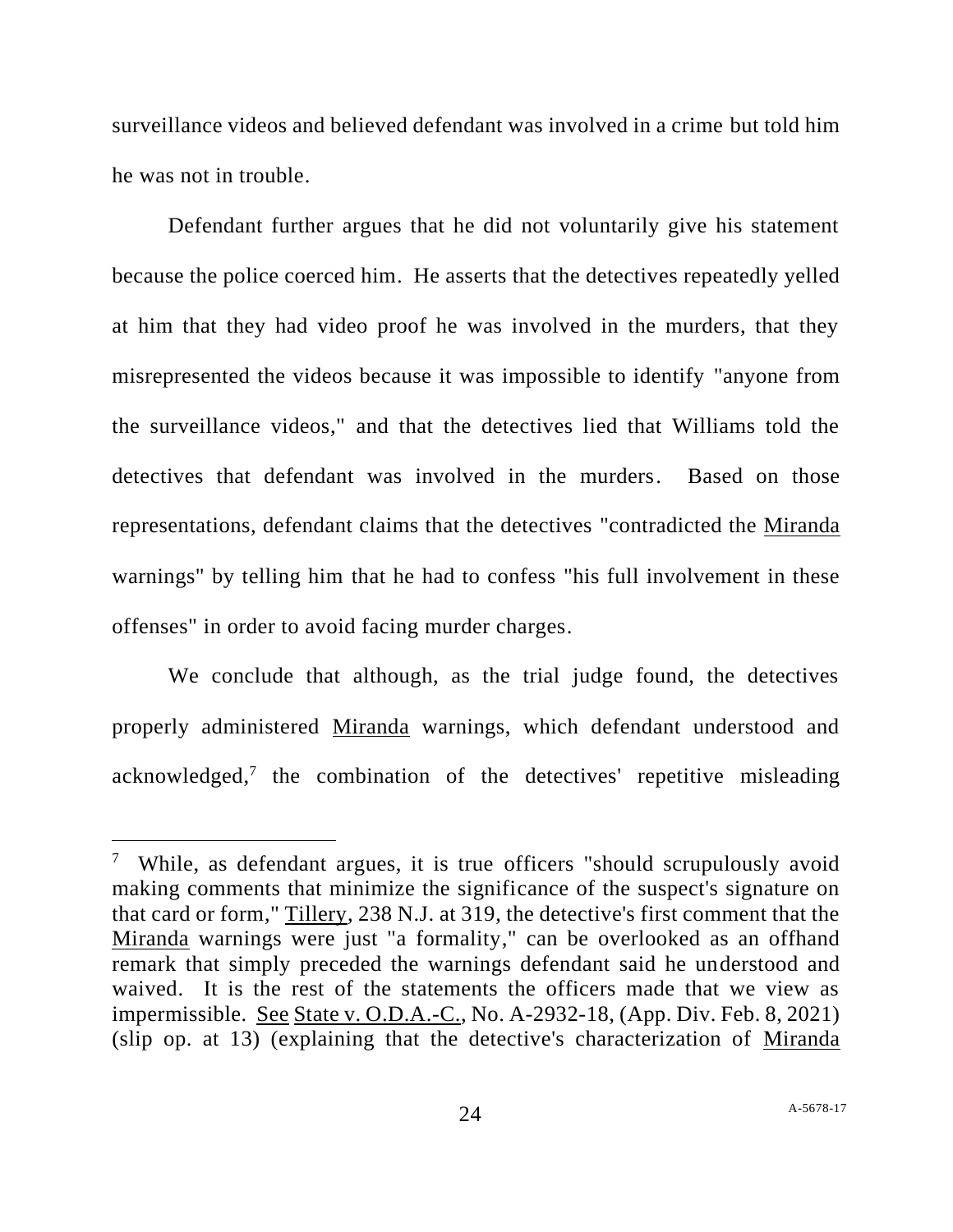surveillance videos and believed defendant was involved in a crime but told him he was not in trouble.

Defendant further argues that he did not voluntarily give his statement because the police coerced him. He asserts that the detectives repeatedly yelled at him that they had video proof he was involved in the murders, that they misrepresented the videos because it was impossible to identify "anyone from the surveillance videos," and that the detectives lied that Williams told the detectives that defendant was involved in the murders. Based on those representations, defendant claims that the detectives "contradicted the Miranda warnings" by telling him that he had to confess "his full involvement in these offenses" in order to avoid facing murder charges.

We conclude that although, as the trial judge found, the detectives properly administered Miranda warnings, which defendant understood and acknowledged,[7] the combination of the detectives' repetitive misleading

---

[7] While, as defendant argues, it is true officers "should scrupulously avoid making comments that minimize the significance of the suspect's signature on that card or form," Tillery, 238 N.J. at 319, the detective's first comment that the Miranda warnings were just "a formality," can be overlooked as an offhand remark that simply preceded the warnings defendant said he understood and waived. It is the rest of the statements the officers made that we view as impermissible. See State v. O.D.A.-C., No. A-2932-18, (App. Div. Feb. 8, 2021) (slip op. at 13) (explaining that the detective's characterization of Miranda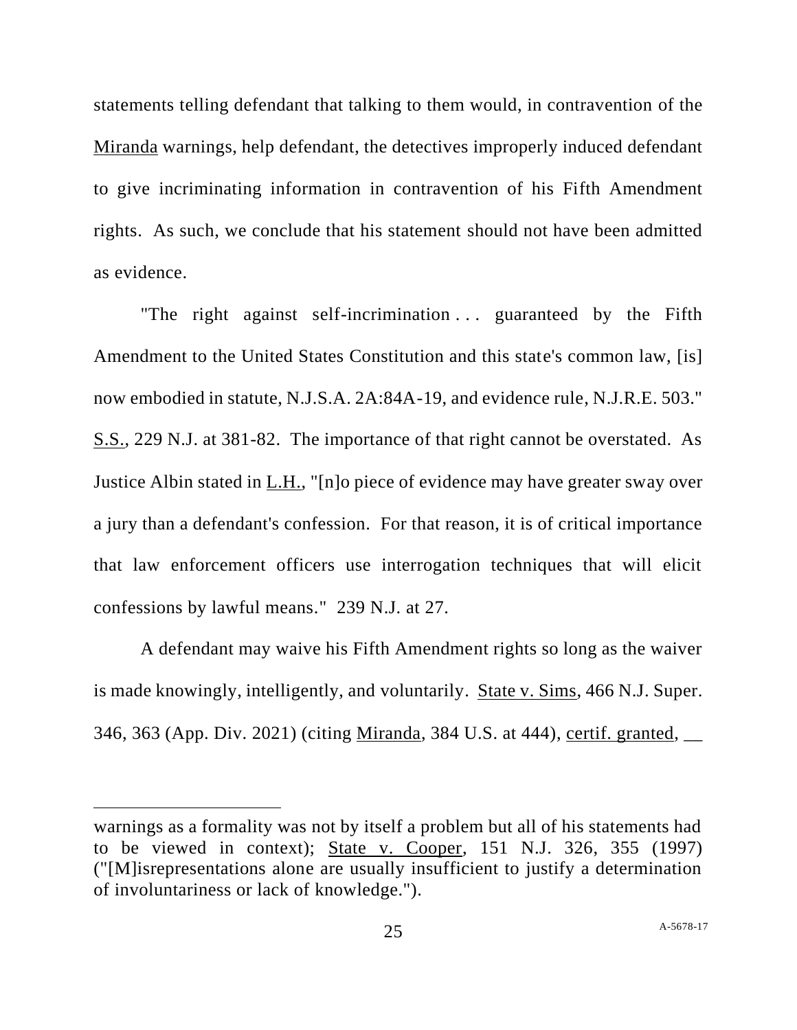statements telling defendant that talking to them would, in contravention of the Miranda warnings, help defendant, the detectives improperly induced defendant to give incriminating information in contravention of his Fifth Amendment rights. As such, we conclude that his statement should not have been admitted as evidence.

"The right against self-incrimination . . . guaranteed by the Fifth Amendment to the United States Constitution and this state's common law, [is] now embodied in statute, N.J.S.A. 2A:84A-19, and evidence rule, N.J.R.E. 503." S.S., 229 N.J. at 381-82. The importance of that right cannot be overstated. As Justice Albin stated in L.H., "[n]o piece of evidence may have greater sway over a jury than a defendant's confession. For that reason, it is of critical importance that law enforcement officers use interrogation techniques that will elicit confessions by lawful means." 239 N.J. at 27.

A defendant may waive his Fifth Amendment rights so long as the waiver is made knowingly, intelligently, and voluntarily. State v. Sims, 466 N.J. Super. 346, 363 (App. Div. 2021) (citing Miranda, 384 U.S. at 444), certif. granted, __

---

warnings as a formality was not by itself a problem but all of his statements had to be viewed in context); State v. Cooper, 151 N.J. 326, 355 (1997) ("[M]isrepresentations alone are usually insufficient to justify a determination of involuntariness or lack of knowledge.").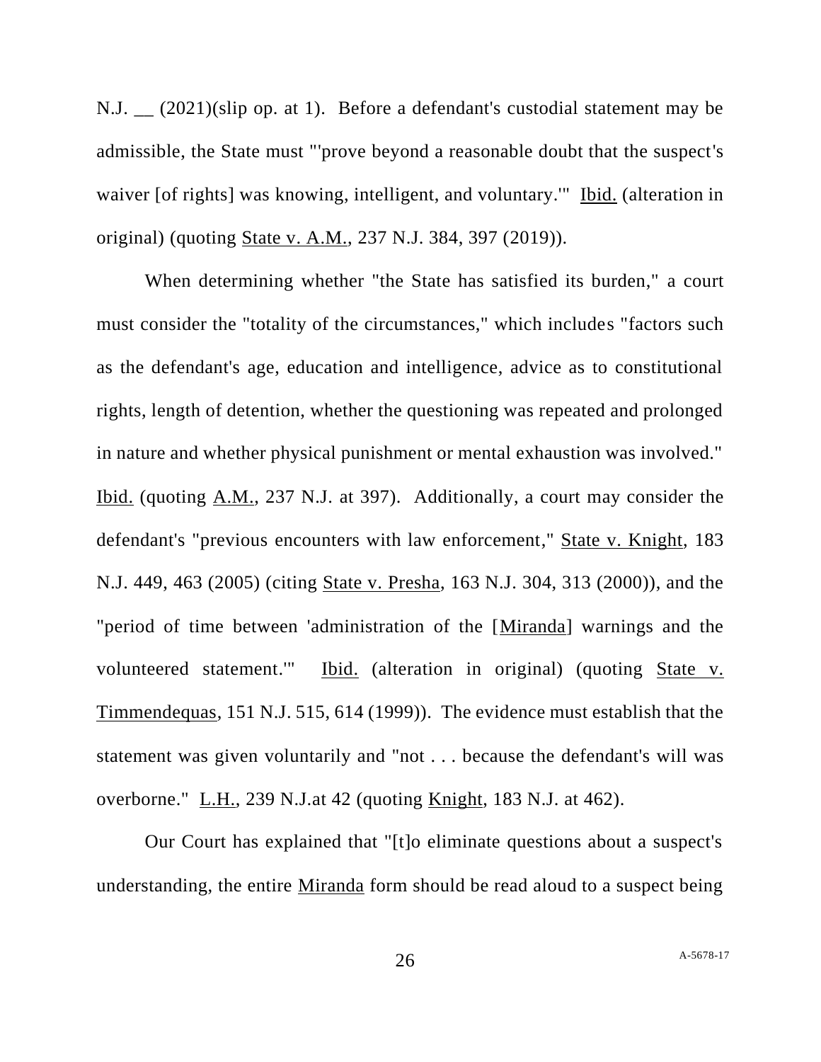N.J. __ (2021)(slip op. at 1). Before a defendant's custodial statement may be admissible, the State must "'prove beyond a reasonable doubt that the suspect's waiver [of rights] was knowing, intelligent, and voluntary.'" Ibid. (alteration in original) (quoting State v. A.M., 237 N.J. 384, 397 (2019)).

When determining whether "the State has satisfied its burden," a court must consider the "totality of the circumstances," which includes "factors such as the defendant's age, education and intelligence, advice as to constitutional rights, length of detention, whether the questioning was repeated and prolonged in nature and whether physical punishment or mental exhaustion was involved." Ibid. (quoting A.M., 237 N.J. at 397). Additionally, a court may consider the defendant's "previous encounters with law enforcement," State v. Knight, 183 N.J. 449, 463 (2005) (citing State v. Presha, 163 N.J. 304, 313 (2000)), and the "period of time between 'administration of the [Miranda] warnings and the volunteered statement.'" Ibid. (alteration in original) (quoting State v. Timmendequas, 151 N.J. 515, 614 (1999)). The evidence must establish that the statement was given voluntarily and "not . . . because the defendant's will was overborne." L.H., 239 N.J.at 42 (quoting Knight, 183 N.J. at 462).

Our Court has explained that "[t]o eliminate questions about a suspect's understanding, the entire Miranda form should be read aloud to a suspect being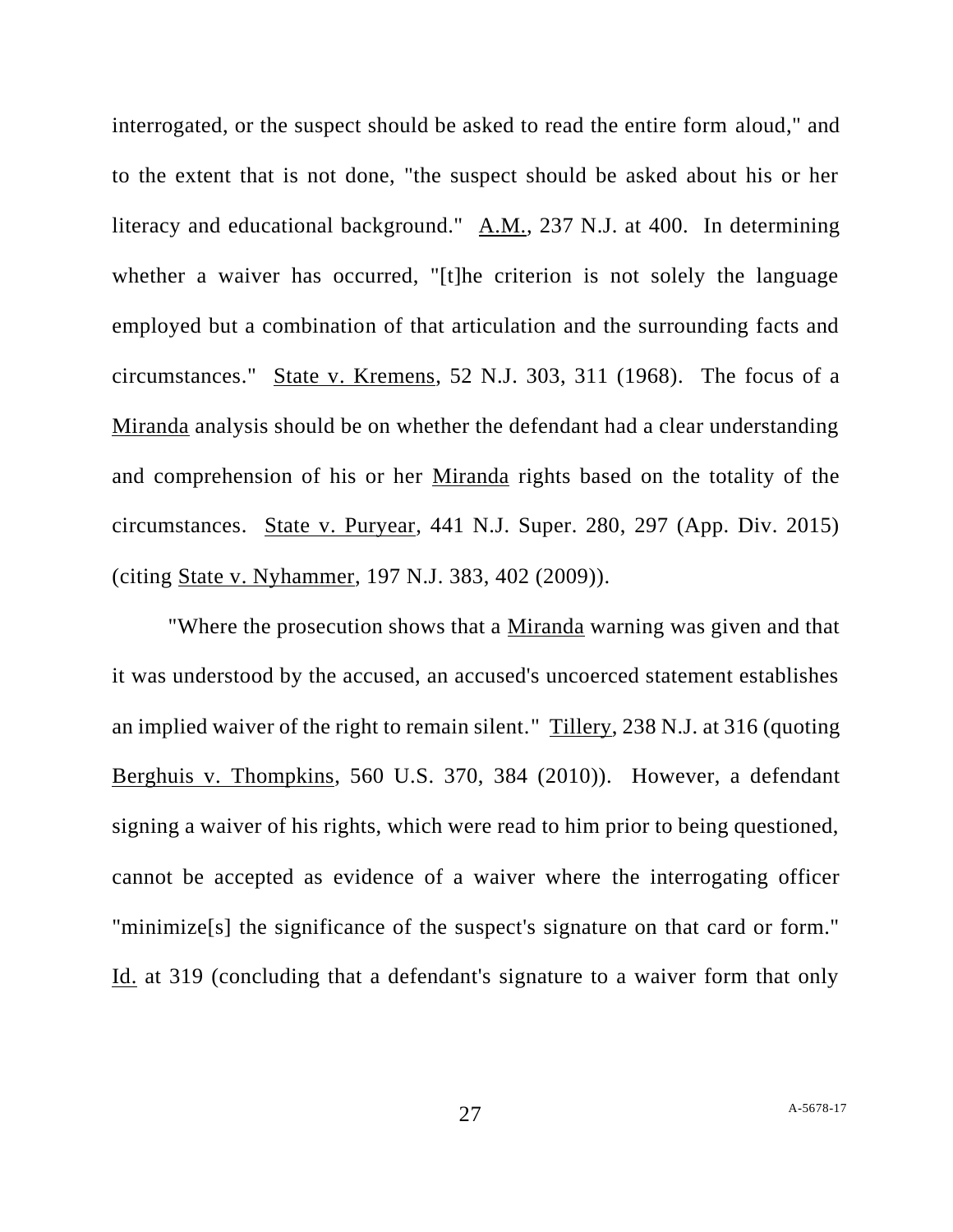interrogated, or the suspect should be asked to read the entire form aloud," and to the extent that is not done, "the suspect should be asked about his or her literacy and educational background." A.M., 237 N.J. at 400. In determining whether a waiver has occurred, "[t]he criterion is not solely the language employed but a combination of that articulation and the surrounding facts and circumstances." State v. Kremens, 52 N.J. 303, 311 (1968). The focus of a Miranda analysis should be on whether the defendant had a clear understanding and comprehension of his or her Miranda rights based on the totality of the circumstances. State v. Puryear, 441 N.J. Super. 280, 297 (App. Div. 2015) (citing State v. Nyhammer, 197 N.J. 383, 402 (2009)).

"Where the prosecution shows that a Miranda warning was given and that it was understood by the accused, an accused's uncoerced statement establishes an implied waiver of the right to remain silent." Tillery, 238 N.J. at 316 (quoting Berghuis v. Thompkins, 560 U.S. 370, 384 (2010)). However, a defendant signing a waiver of his rights, which were read to him prior to being questioned, cannot be accepted as evidence of a waiver where the interrogating officer "minimize[s] the significance of the suspect's signature on that card or form." Id. at 319 (concluding that a defendant's signature to a waiver form that only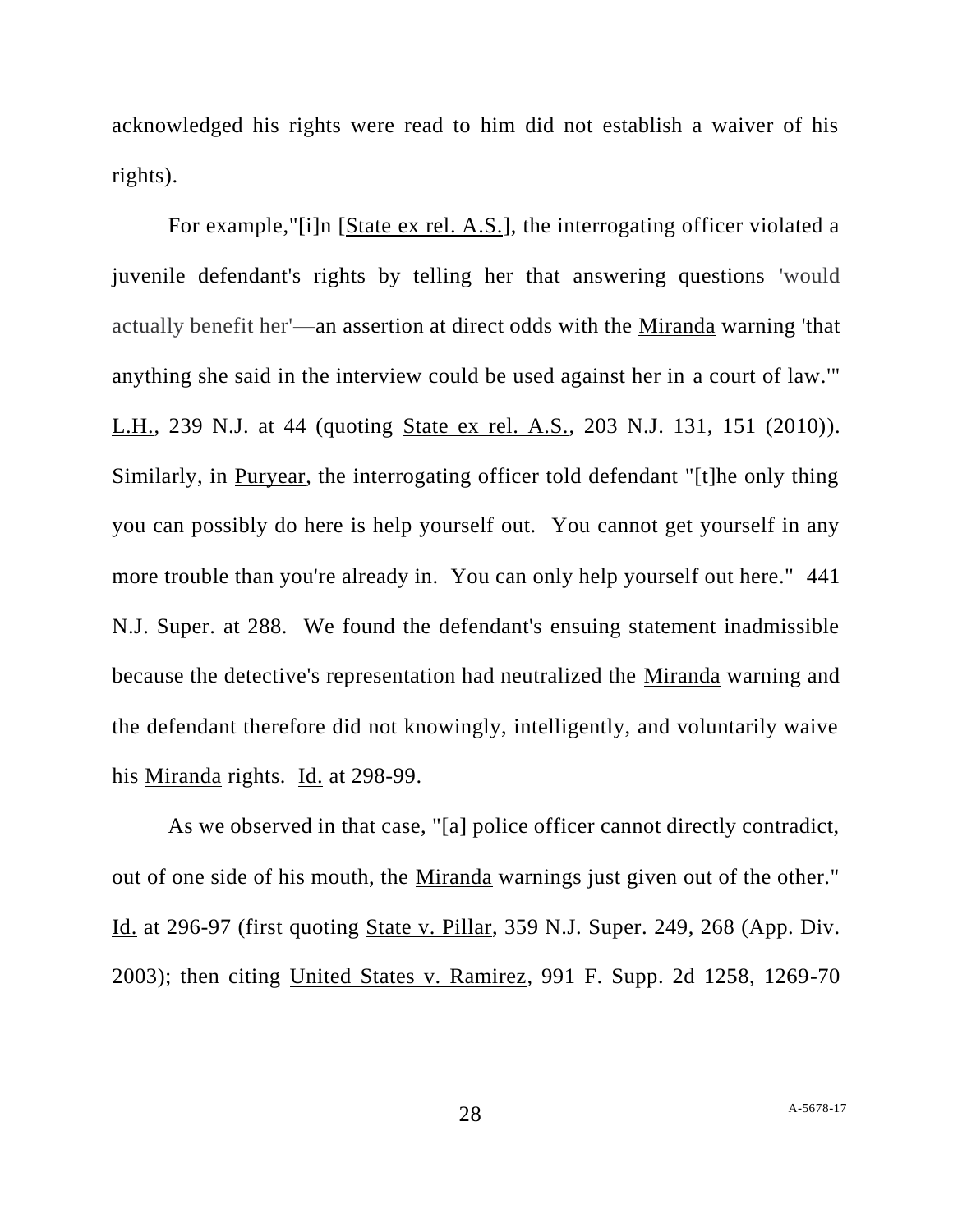acknowledged his rights were read to him did not establish a waiver of his rights).

For example,"[i]n [State ex rel. A.S.], the interrogating officer violated a juvenile defendant's rights by telling her that answering questions 'would actually benefit her'—an assertion at direct odds with the Miranda warning 'that anything she said in the interview could be used against her in a court of law.'" L.H., 239 N.J. at 44 (quoting State ex rel. A.S., 203 N.J. 131, 151 (2010)). Similarly, in Puryear, the interrogating officer told defendant "[t]he only thing you can possibly do here is help yourself out. You cannot get yourself in any more trouble than you're already in. You can only help yourself out here." 441 N.J. Super. at 288. We found the defendant's ensuing statement inadmissible because the detective's representation had neutralized the Miranda warning and the defendant therefore did not knowingly, intelligently, and voluntarily waive his Miranda rights. Id. at 298-99.

As we observed in that case, "[a] police officer cannot directly contradict, out of one side of his mouth, the Miranda warnings just given out of the other." Id. at 296-97 (first quoting State v. Pillar, 359 N.J. Super. 249, 268 (App. Div. 2003); then citing United States v. Ramirez, 991 F. Supp. 2d 1258, 1269-70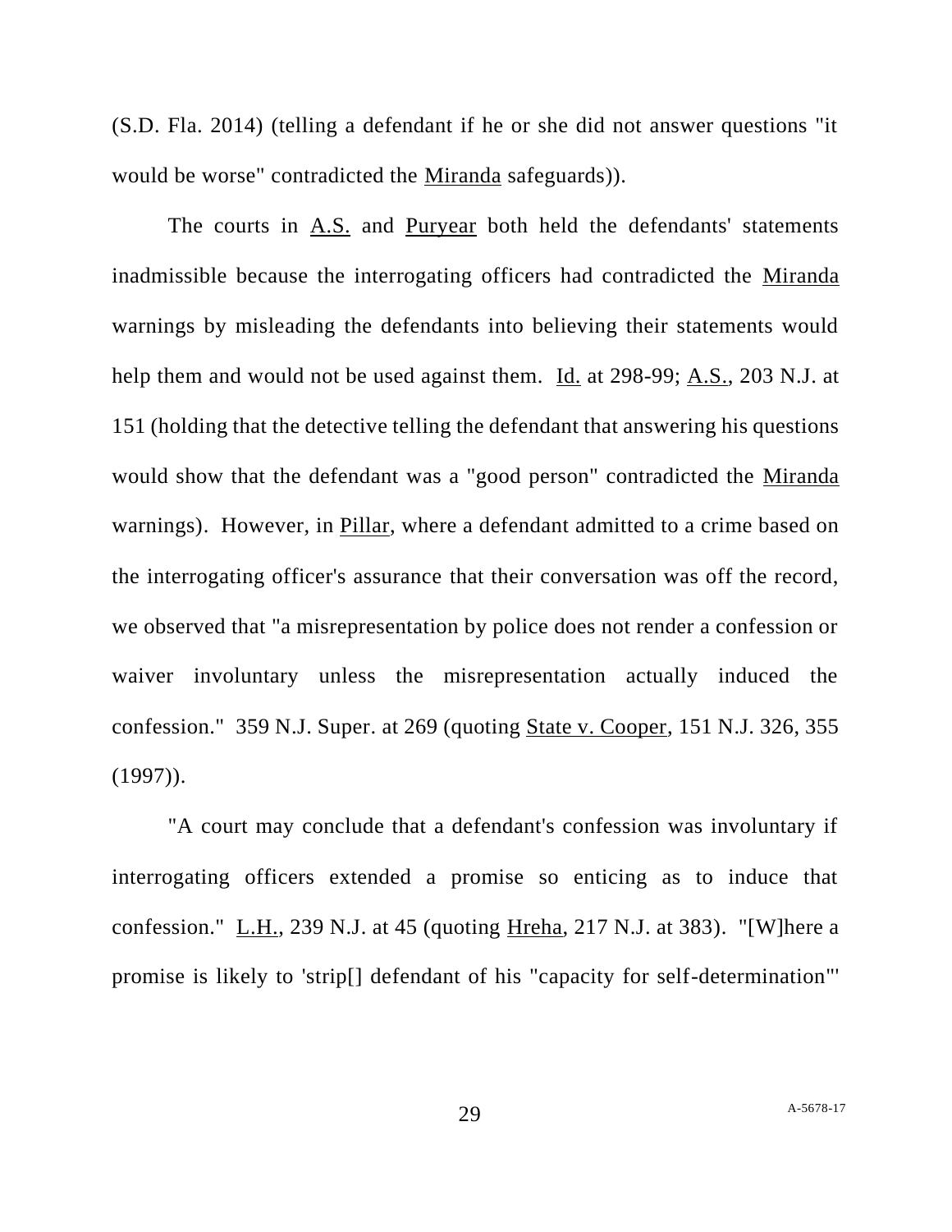(S.D. Fla. 2014) (telling a defendant if he or she did not answer questions "it would be worse" contradicted the Miranda safeguards)).

The courts in A.S. and Puryear both held the defendants' statements inadmissible because the interrogating officers had contradicted the Miranda warnings by misleading the defendants into believing their statements would help them and would not be used against them. Id. at 298-99; A.S., 203 N.J. at 151 (holding that the detective telling the defendant that answering his questions would show that the defendant was a "good person" contradicted the Miranda warnings). However, in Pillar, where a defendant admitted to a crime based on the interrogating officer's assurance that their conversation was off the record, we observed that "a misrepresentation by police does not render a confession or waiver involuntary unless the misrepresentation actually induced the confession." 359 N.J. Super. at 269 (quoting State v. Cooper, 151 N.J. 326, 355 (1997)).

"A court may conclude that a defendant's confession was involuntary if interrogating officers extended a promise so enticing as to induce that confession." L.H., 239 N.J. at 45 (quoting Hreha, 217 N.J. at 383). "[W]here a promise is likely to 'strip[] defendant of his "capacity for self-determination"'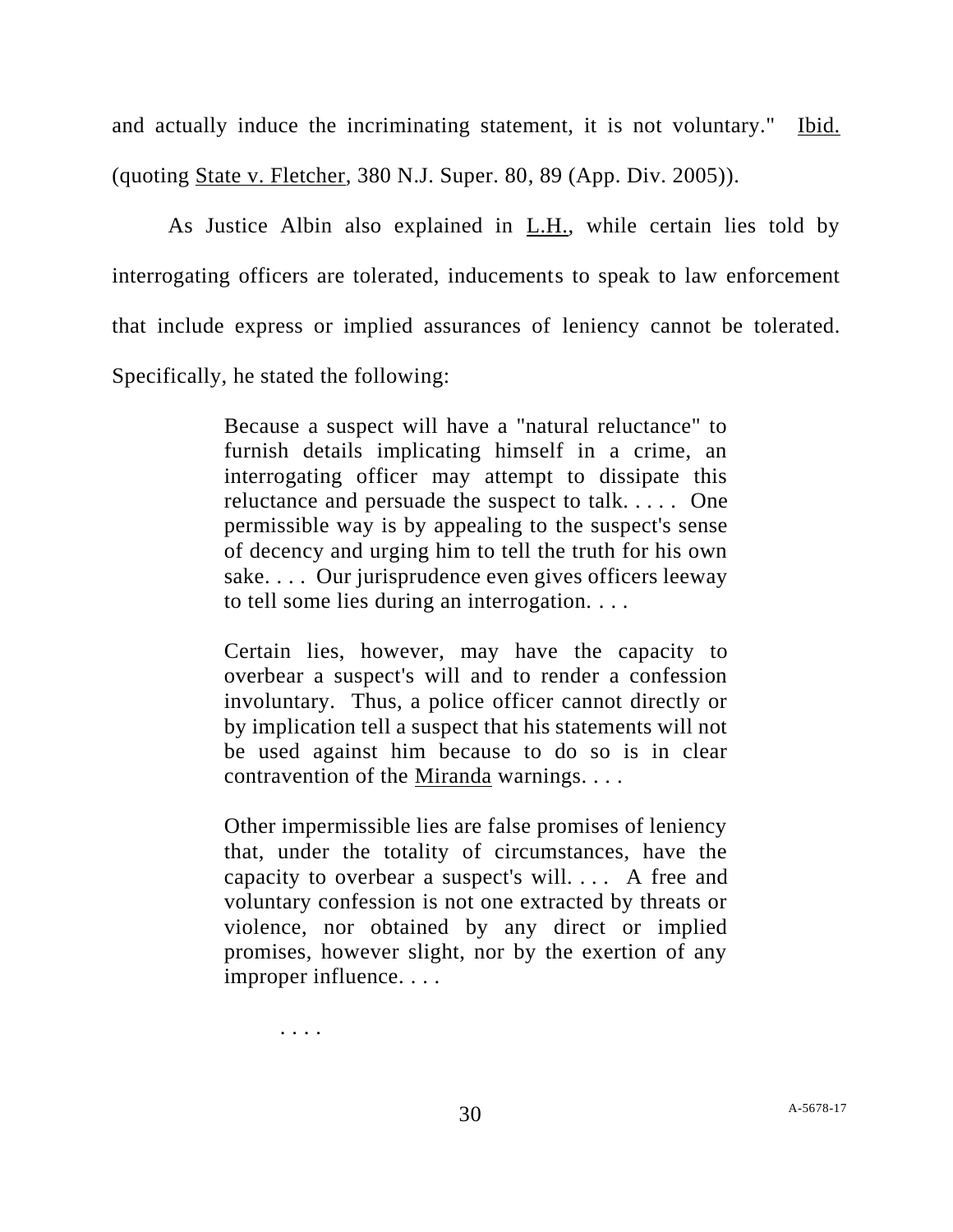and actually induce the incriminating statement, it is not voluntary." Ibid. (quoting State v. Fletcher, 380 N.J. Super. 80, 89 (App. Div. 2005)).

As Justice Albin also explained in L.H., while certain lies told by interrogating officers are tolerated, inducements to speak to law enforcement that include express or implied assurances of leniency cannot be tolerated. Specifically, he stated the following:

> Because a suspect will have a "natural reluctance" to furnish details implicating himself in a crime, an interrogating officer may attempt to dissipate this reluctance and persuade the suspect to talk. . . . . One permissible way is by appealing to the suspect's sense of decency and urging him to tell the truth for his own sake. . . . Our jurisprudence even gives officers leeway to tell some lies during an interrogation. . . .
>
> Certain lies, however, may have the capacity to overbear a suspect's will and to render a confession involuntary. Thus, a police officer cannot directly or by implication tell a suspect that his statements will not be used against him because to do so is in clear contravention of the Miranda warnings. . . .
>
> Other impermissible lies are false promises of leniency that, under the totality of circumstances, have the capacity to overbear a suspect's will. . . . A free and voluntary confession is not one extracted by threats or violence, nor obtained by any direct or implied promises, however slight, nor by the exertion of any improper influence. . . .
>
> . . . .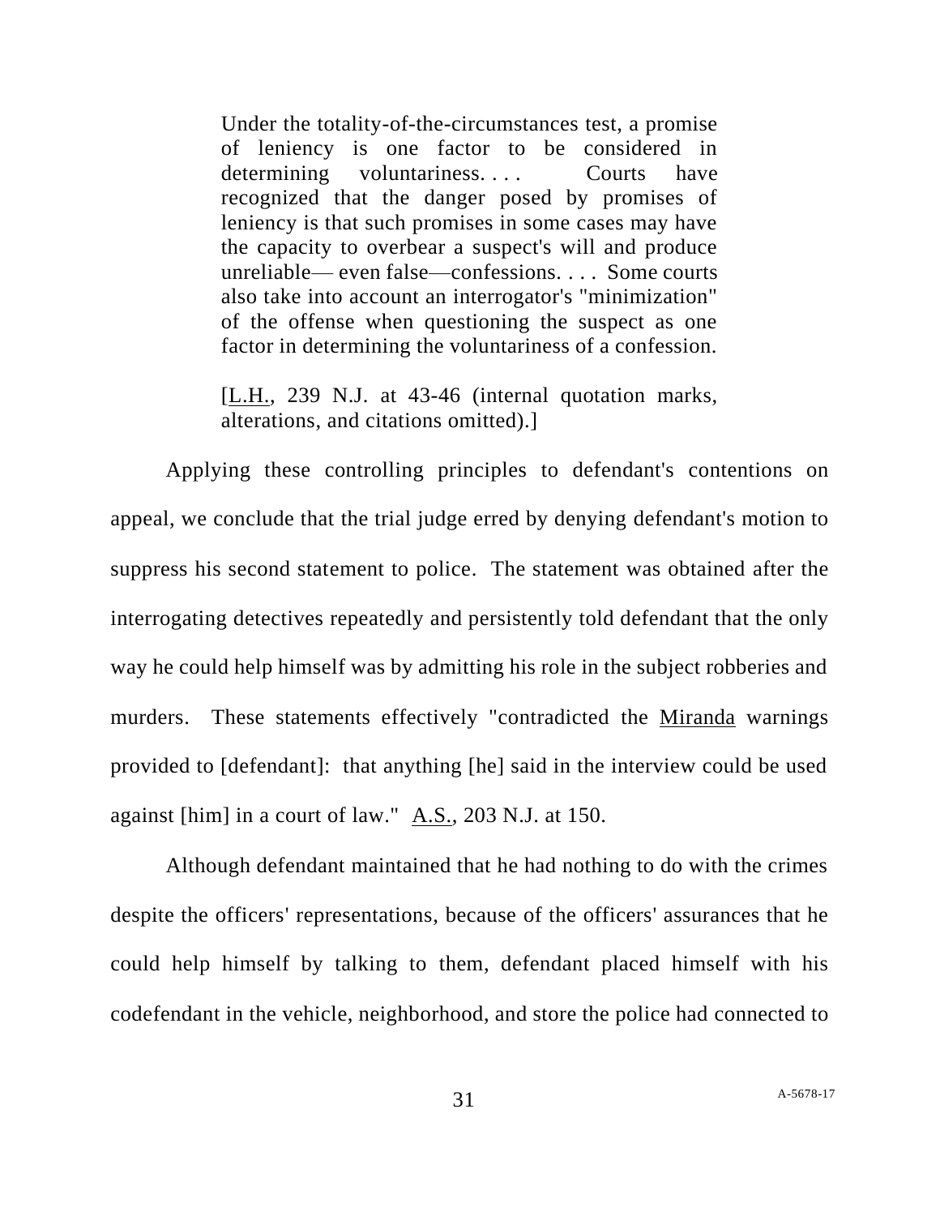> Under the totality-of-the-circumstances test, a promise of leniency is one factor to be considered in determining voluntariness. . . . Courts have recognized that the danger posed by promises of leniency is that such promises in some cases may have the capacity to overbear a suspect's will and produce unreliable— even false—confessions. . . . Some courts also take into account an interrogator's "minimization" of the offense when questioning the suspect as one factor in determining the voluntariness of a confession.
>
> [L.H., 239 N.J. at 43-46 (internal quotation marks, alterations, and citations omitted).]

Applying these controlling principles to defendant's contentions on appeal, we conclude that the trial judge erred by denying defendant's motion to suppress his second statement to police. The statement was obtained after the interrogating detectives repeatedly and persistently told defendant that the only way he could help himself was by admitting his role in the subject robberies and murders. These statements effectively "contradicted the Miranda warnings provided to [defendant]: that anything [he] said in the interview could be used against [him] in a court of law." A.S., 203 N.J. at 150.

Although defendant maintained that he had nothing to do with the crimes despite the officers' representations, because of the officers' assurances that he could help himself by talking to them, defendant placed himself with his codefendant in the vehicle, neighborhood, and store the police had connected to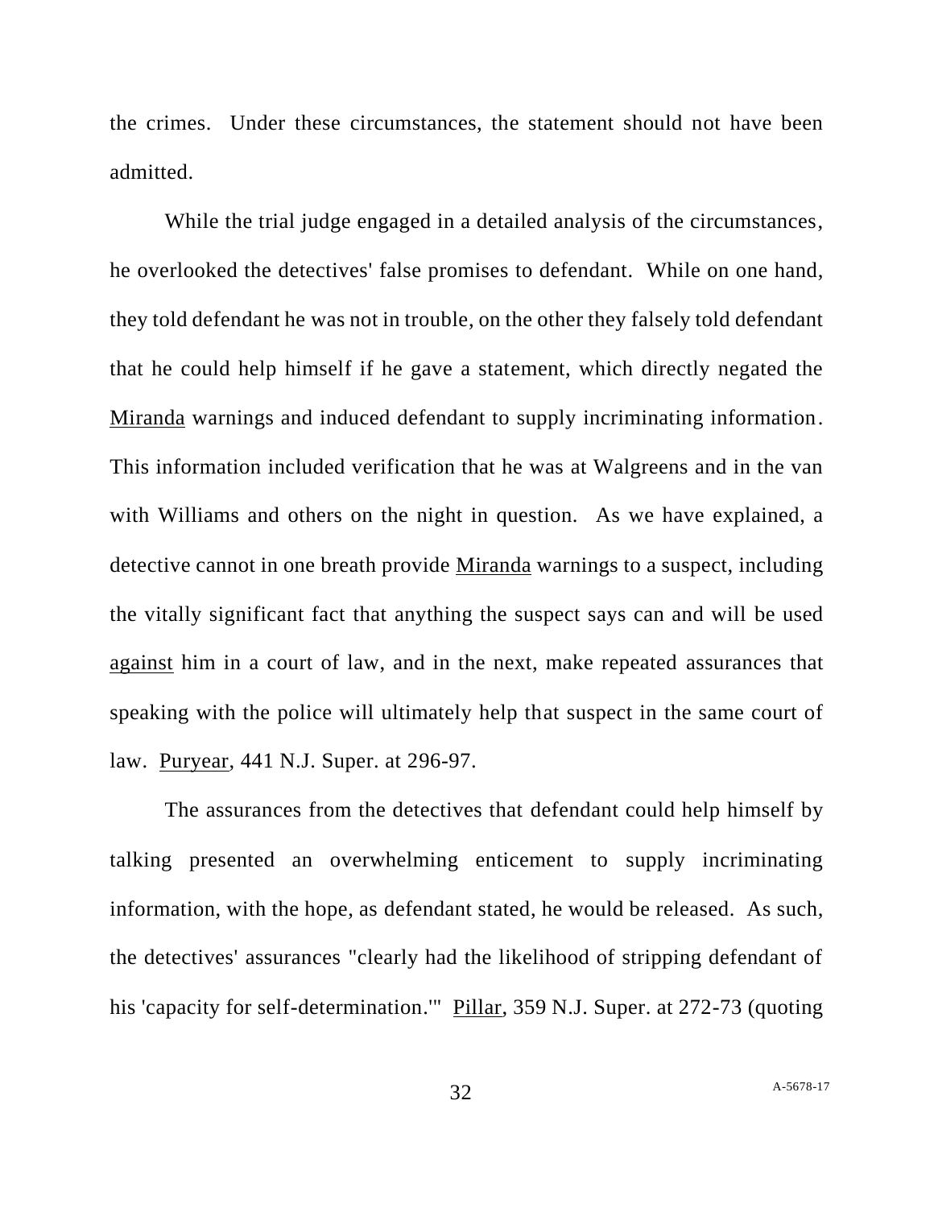the crimes. Under these circumstances, the statement should not have been admitted.

While the trial judge engaged in a detailed analysis of the circumstances, he overlooked the detectives' false promises to defendant. While on one hand, they told defendant he was not in trouble, on the other they falsely told defendant that he could help himself if he gave a statement, which directly negated the Miranda warnings and induced defendant to supply incriminating information. This information included verification that he was at Walgreens and in the van with Williams and others on the night in question. As we have explained, a detective cannot in one breath provide Miranda warnings to a suspect, including the vitally significant fact that anything the suspect says can and will be used against him in a court of law, and in the next, make repeated assurances that speaking with the police will ultimately help that suspect in the same court of law. Puryear, 441 N.J. Super. at 296-97.

The assurances from the detectives that defendant could help himself by talking presented an overwhelming enticement to supply incriminating information, with the hope, as defendant stated, he would be released. As such, the detectives' assurances "clearly had the likelihood of stripping defendant of his 'capacity for self-determination.'" Pillar, 359 N.J. Super. at 272-73 (quoting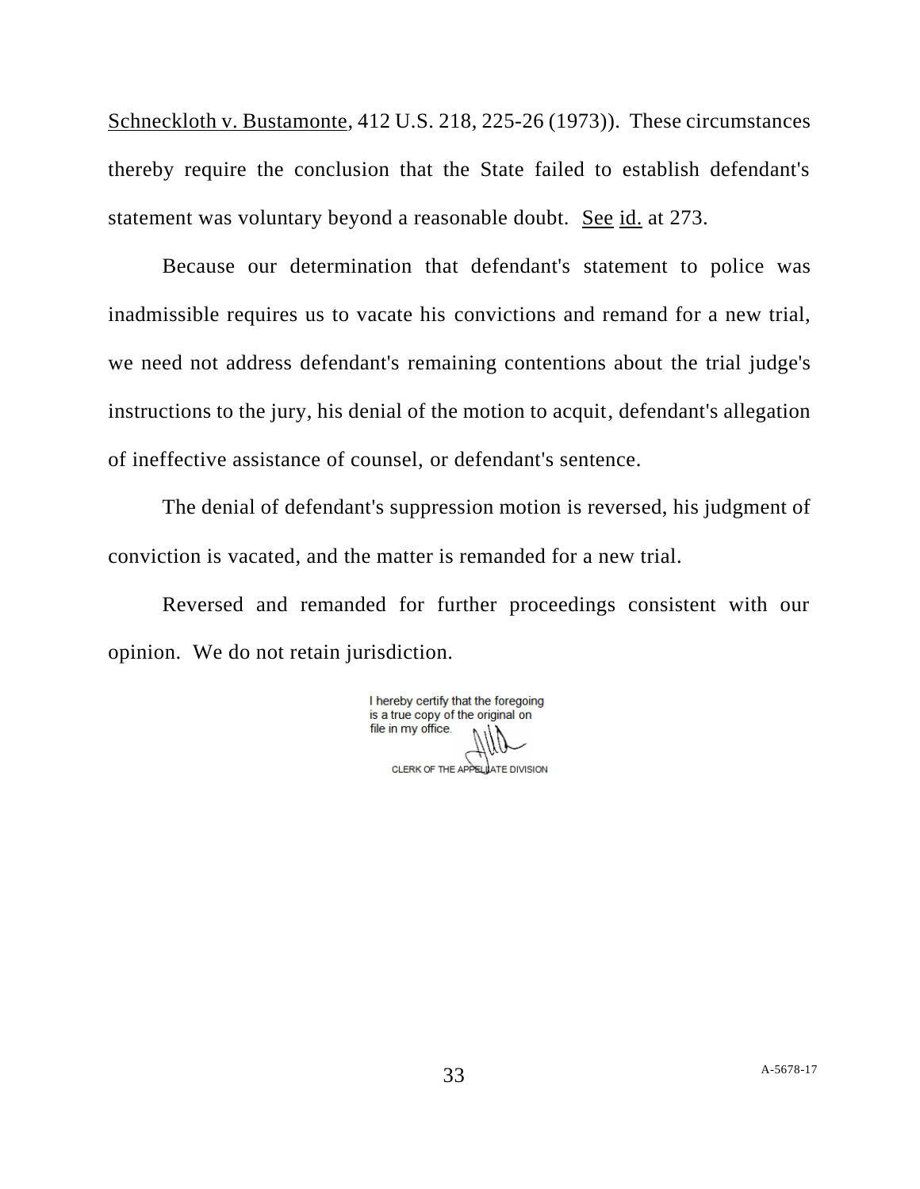Schneckloth v. Bustamonte, 412 U.S. 218, 225-26 (1973)). These circumstances thereby require the conclusion that the State failed to establish defendant's statement was voluntary beyond a reasonable doubt. See id. at 273.

Because our determination that defendant's statement to police was inadmissible requires us to vacate his convictions and remand for a new trial, we need not address defendant's remaining contentions about the trial judge's instructions to the jury, his denial of the motion to acquit, defendant's allegation of ineffective assistance of counsel, or defendant's sentence.

The denial of defendant's suppression motion is reversed, his judgment of conviction is vacated, and the matter is remanded for a new trial.

Reversed and remanded for further proceedings consistent with our opinion. We do not retain jurisdiction.

I hereby certify that the foregoing is a true copy of the original on file in my office.

CLERK OF THE APPELLATE DIVISION

A-5678-17